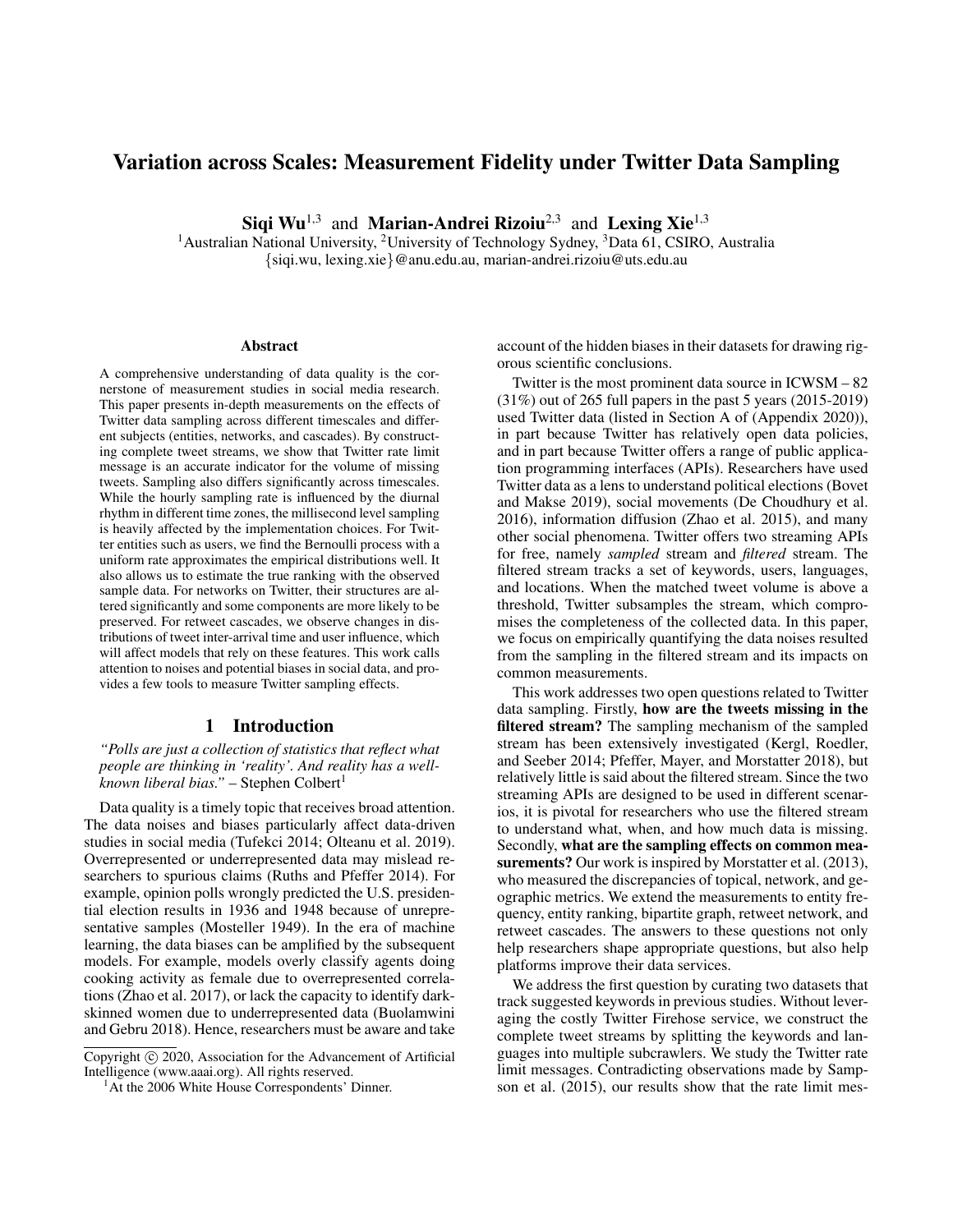# Variation across Scales: Measurement Fidelity under Twitter Data Sampling

**Siqi Wu**[1,3] and **Marian-Andrei Rizoiu**[2,3] and **Lexing Xie**[1,3]

[1]Australian National University, [2]University of Technology Sydney, [3]Data 61, CSIRO, Australia
{siqi.wu, lexing.xie}@anu.edu.au, marian-andrei.rizoiu@uts.edu.au

### Abstract

A comprehensive understanding of data quality is the cornerstone of measurement studies in social media research. This paper presents in-depth measurements on the effects of Twitter data sampling across different timescales and different subjects (entities, networks, and cascades). By constructing complete tweet streams, we show that Twitter rate limit message is an accurate indicator for the volume of missing tweets. Sampling also differs significantly across timescales. While the hourly sampling rate is influenced by the diurnal rhythm in different time zones, the millisecond level sampling is heavily affected by the implementation choices. For Twitter entities such as users, we find the Bernoulli process with a uniform rate approximates the empirical distributions well. It also allows us to estimate the true ranking with the observed sample data. For networks on Twitter, their structures are altered significantly and some components are more likely to be preserved. For retweet cascades, we observe changes in distributions of tweet inter-arrival time and user influence, which will affect models that rely on these features. This work calls attention to noises and potential biases in social data, and provides a few tools to measure Twitter sampling effects.

## 1 Introduction

*"Polls are just a collection of statistics that reflect what people are thinking in 'reality'. And reality has a well-known liberal bias."* – Stephen Colbert[1]

Data quality is a timely topic that receives broad attention. The data noises and biases particularly affect data-driven studies in social media (Tufekci 2014; Olteanu et al. 2019). Overrepresented or underrepresented data may mislead researchers to spurious claims (Ruths and Pfeffer 2014). For example, opinion polls wrongly predicted the U.S. presidential election results in 1936 and 1948 because of unrepresentative samples (Mosteller 1949). In the era of machine learning, the data biases can be amplified by the subsequent models. For example, models overly classify agents doing cooking activity as female due to overrepresented correlations (Zhao et al. 2017), or lack the capacity to identify dark-skinned women due to underrepresented data (Buolamwini and Gebru 2018). Hence, researchers must be aware and take account of the hidden biases in their datasets for drawing rigorous scientific conclusions.

Twitter is the most prominent data source in ICWSM – 82 (31%) out of 265 full papers in the past 5 years (2015-2019) used Twitter data (listed in Section A of (Appendix 2020)), in part because Twitter has relatively open data policies, and in part because Twitter offers a range of public application programming interfaces (APIs). Researchers have used Twitter data as a lens to understand political elections (Bovet and Makse 2019), social movements (De Choudhury et al. 2016), information diffusion (Zhao et al. 2015), and many other social phenomena. Twitter offers two streaming APIs for free, namely *sampled* stream and *filtered* stream. The filtered stream tracks a set of keywords, users, languages, and locations. When the matched tweet volume is above a threshold, Twitter subsamples the stream, which compromises the completeness of the collected data. In this paper, we focus on empirically quantifying the data noises resulted from the sampling in the filtered stream and its impacts on common measurements.

This work addresses two open questions related to Twitter data sampling. Firstly, **how are the tweets missing in the filtered stream?** The sampling mechanism of the sampled stream has been extensively investigated (Kergl, Roedler, and Seeber 2014; Pfeffer, Mayer, and Morstatter 2018), but relatively little is said about the filtered stream. Since the two streaming APIs are designed to be used in different scenarios, it is pivotal for researchers who use the filtered stream to understand what, when, and how much data is missing. Secondly, **what are the sampling effects on common measurements?** Our work is inspired by Morstatter et al. (2013), who measured the discrepancies of topical, network, and geographic metrics. We extend the measurements to entity frequency, entity ranking, bipartite graph, retweet network, and retweet cascades. The answers to these questions not only help researchers shape appropriate questions, but also help platforms improve their data services.

We address the first question by curating two datasets that track suggested keywords in previous studies. Without leveraging the costly Twitter Firehose service, we construct the complete tweet streams by splitting the keywords and languages into multiple subcrawlers. We study the Twitter rate limit messages. Contradicting observations made by Sampson et al. (2015), our results show that the rate limit mes-

Copyright © 2020, Association for the Advancement of Artificial Intelligence (www.aaai.org). All rights reserved.

[1]At the 2006 White House Correspondents' Dinner.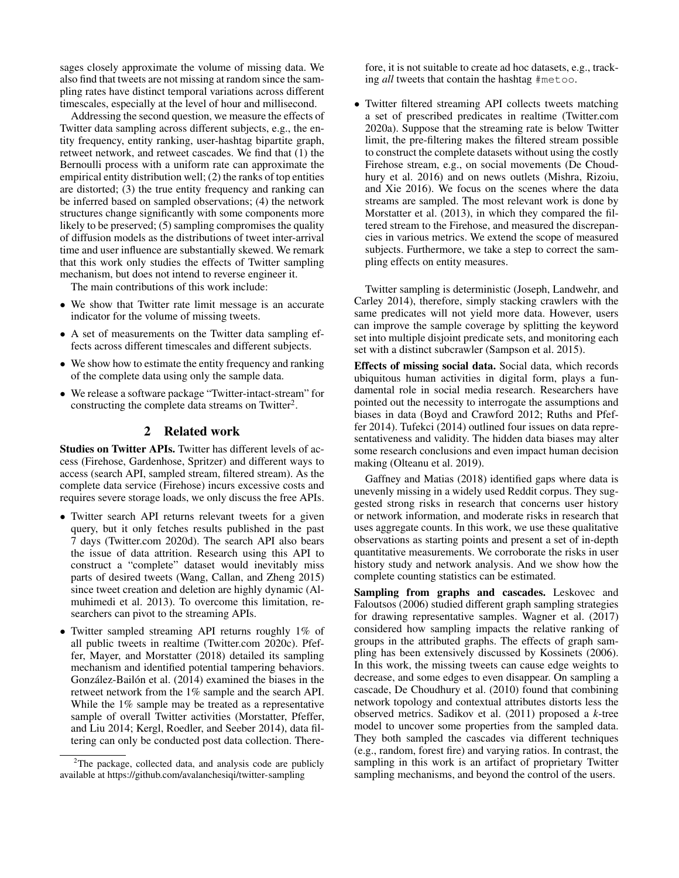sages closely approximate the volume of missing data. We also find that tweets are not missing at random since the sampling rates have distinct temporal variations across different timescales, especially at the level of hour and millisecond.

Addressing the second question, we measure the effects of Twitter data sampling across different subjects, e.g., the entity frequency, entity ranking, user-hashtag bipartite graph, retweet network, and retweet cascades. We find that (1) the Bernoulli process with a uniform rate can approximate the empirical entity distribution well; (2) the ranks of top entities are distorted; (3) the true entity frequency and ranking can be inferred based on sampled observations; (4) the network structures change significantly with some components more likely to be preserved; (5) sampling compromises the quality of diffusion models as the distributions of tweet inter-arrival time and user influence are substantially skewed. We remark that this work only studies the effects of Twitter sampling mechanism, but does not intend to reverse engineer it.

The main contributions of this work include:

- We show that Twitter rate limit message is an accurate indicator for the volume of missing tweets.
- A set of measurements on the Twitter data sampling effects across different timescales and different subjects.
- We show how to estimate the entity frequency and ranking of the complete data using only the sample data.
- We release a software package "Twitter-intact-stream" for constructing the complete data streams on Twitter[2].

## 2 Related work

**Studies on Twitter APIs.** Twitter has different levels of access (Firehose, Gardenhose, Spritzer) and different ways to access (search API, sampled stream, filtered stream). As the complete data service (Firehose) incurs excessive costs and requires severe storage loads, we only discuss the free APIs.

- Twitter search API returns relevant tweets for a given query, but it only fetches results published in the past 7 days (Twitter.com 2020d). The search API also bears the issue of data attrition. Research using this API to construct a "complete" dataset would inevitably miss parts of desired tweets (Wang, Callan, and Zheng 2015) since tweet creation and deletion are highly dynamic (Almuhimedi et al. 2013). To overcome this limitation, researchers can pivot to the streaming APIs.
- Twitter sampled streaming API returns roughly 1% of all public tweets in realtime (Twitter.com 2020c). Pfeffer, Mayer, and Morstatter (2018) detailed its sampling mechanism and identified potential tampering behaviors. González-Bailón et al. (2014) examined the biases in the retweet network from the 1% sample and the search API. While the 1% sample may be treated as a representative sample of overall Twitter activities (Morstatter, Pfeffer, and Liu 2014; Kergl, Roedler, and Seeber 2014), data filtering can only be conducted post data collection. Therefore, it is not suitable to create ad hoc datasets, e.g., tracking *all* tweets that contain the hashtag `#metoo`.
- Twitter filtered streaming API collects tweets matching a set of prescribed predicates in realtime (Twitter.com 2020a). Suppose that the streaming rate is below Twitter limit, the pre-filtering makes the filtered stream possible to construct the complete datasets without using the costly Firehose stream, e.g., on social movements (De Choudhury et al. 2016) and on news outlets (Mishra, Rizoiu, and Xie 2016). We focus on the scenes where the data streams are sampled. The most relevant work is done by Morstatter et al. (2013), in which they compared the filtered stream to the Firehose, and measured the discrepancies in various metrics. We extend the scope of measured subjects. Furthermore, we take a step to correct the sampling effects on entity measures.

Twitter sampling is deterministic (Joseph, Landwehr, and Carley 2014), therefore, simply stacking crawlers with the same predicates will not yield more data. However, users can improve the sample coverage by splitting the keyword set into multiple disjoint predicate sets, and monitoring each set with a distinct subcrawler (Sampson et al. 2015).

**Effects of missing social data.** Social data, which records ubiquitous human activities in digital form, plays a fundamental role in social media research. Researchers have pointed out the necessity to interrogate the assumptions and biases in data (Boyd and Crawford 2012; Ruths and Pfeffer 2014). Tufekci (2014) outlined four issues on data representativeness and validity. The hidden data biases may alter some research conclusions and even impact human decision making (Olteanu et al. 2019).

Gaffney and Matias (2018) identified gaps where data is unevenly missing in a widely used Reddit corpus. They suggested strong risks in research that concerns user history or network information, and moderate risks in research that uses aggregate counts. In this work, we use these qualitative observations as starting points and present a set of in-depth quantitative measurements. We corroborate the risks in user history study and network analysis. And we show how the complete counting statistics can be estimated.

**Sampling from graphs and cascades.** Leskovec and Faloutsos (2006) studied different graph sampling strategies for drawing representative samples. Wagner et al. (2017) considered how sampling impacts the relative ranking of groups in the attributed graphs. The effects of graph sampling has been extensively discussed by Kossinets (2006). In this work, the missing tweets can cause edge weights to decrease, and some edges to even disappear. On sampling a cascade, De Choudhury et al. (2010) found that combining network topology and contextual attributes distorts less the observed metrics. Sadikov et al. (2011) proposed a *k*-tree model to uncover some properties from the sampled data. They both sampled the cascades via different techniques (e.g., random, forest fire) and varying ratios. In contrast, the sampling in this work is an artifact of proprietary Twitter sampling mechanisms, and beyond the control of the users.

[2]The package, collected data, and analysis code are publicly available at https://github.com/avalanchesiqi/twitter-sampling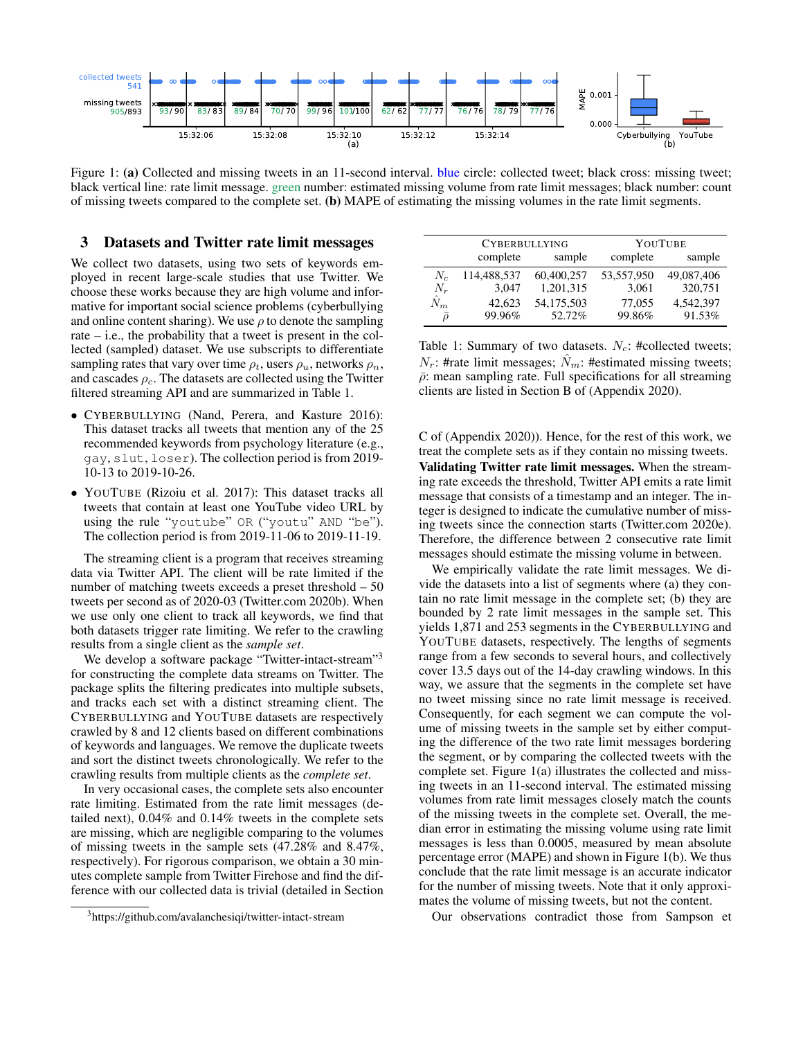Figure 1: **(a)** Collected and missing tweets in an 11-second interval. blue circle: collected tweet; black cross: missing tweet; black vertical line: rate limit message. green number: estimated missing volume from rate limit messages; black number: count of missing tweets compared to the complete set. **(b)** MAPE of estimating the missing volumes in the rate limit segments.

## 3 Datasets and Twitter rate limit messages

We collect two datasets, using two sets of keywords employed in recent large-scale studies that use Twitter. We choose these works because they are high volume and informative for important social science problems (cyberbullying and online content sharing). We use $\rho$ to denote the sampling rate – i.e., the probability that a tweet is present in the collected (sampled) dataset. We use subscripts to differentiate sampling rates that vary over time $\rho_t$, users $\rho_u$, networks $\rho_n$, and cascades $\rho_c$. The datasets are collected using the Twitter filtered streaming API and are summarized in Table 1.

- CYBERBULLYING (Nand, Perera, and Kasture 2016): This dataset tracks all tweets that mention any of the 25 recommended keywords from psychology literature (e.g., `gay`, `slut`, `loser`). The collection period is from 2019-10-13 to 2019-10-26.
- YOUTUBE (Rizoiu et al. 2017): This dataset tracks all tweets that contain at least one YouTube video URL by using the rule "`youtube`" `OR` ("`youtu`" `AND` "`be`"). The collection period is from 2019-11-06 to 2019-11-19.

The streaming client is a program that receives streaming data via Twitter API. The client will be rate limited if the number of matching tweets exceeds a preset threshold – 50 tweets per second as of 2020-03 (Twitter.com 2020b). When we use only one client to track all keywords, we find that both datasets trigger rate limiting. We refer to the crawling results from a single client as the *sample set*.

We develop a software package "Twitter-intact-stream"[3] for constructing the complete data streams on Twitter. The package splits the filtering predicates into multiple subsets, and tracks each set with a distinct streaming client. The CYBERBULLYING and YOUTUBE datasets are respectively crawled by 8 and 12 clients based on different combinations of keywords and languages. We remove the duplicate tweets and sort the distinct tweets chronologically. We refer to the crawling results from multiple clients as the *complete set*.

In very occasional cases, the complete sets also encounter rate limiting. Estimated from the rate limit messages (detailed next), 0.04% and 0.14% tweets in the complete sets are missing, which are negligible comparing to the volumes of missing tweets in the sample sets (47.28% and 8.47%, respectively). For rigorous comparison, we obtain a 30 minutes complete sample from Twitter Firehose and find the difference with our collected data is trivial (detailed in Section C of (Appendix 2020)). Hence, for the rest of this work, we treat the complete sets as if they contain no missing tweets.

[3] https://github.com/avalanchesiqi/twitter-intact-stream

| | CYBERBULLYING | | YOUTUBE | |
|---|---|---|---|---|
| | complete | sample | complete | sample |
| $N_c$ | 114,488,537 | 60,400,257 | 53,557,950 | 49,087,406 |
| $N_r$ | 3,047 | 1,201,315 | 3,061 | 320,751 |
| $\hat{N}_m$ | 42,623 | 54,175,503 | 77,055 | 4,542,397 |
| $\bar{\rho}$ | 99.96% | 52.72% | 99.86% | 91.53% |

Table 1: Summary of two datasets. $N_c$: #collected tweets; $N_r$: #rate limit messages; $\hat{N}_m$: #estimated missing tweets; $\bar{\rho}$: mean sampling rate. Full specifications for all streaming clients are listed in Section B of (Appendix 2020).

**Validating Twitter rate limit messages.** When the streaming rate exceeds the threshold, Twitter API emits a rate limit message that consists of a timestamp and an integer. The integer is designed to indicate the cumulative number of missing tweets since the connection starts (Twitter.com 2020e). Therefore, the difference between 2 consecutive rate limit messages should estimate the missing volume in between.

We empirically validate the rate limit messages. We divide the datasets into a list of segments where (a) they contain no rate limit message in the complete set; (b) they are bounded by 2 rate limit messages in the sample set. This yields 1,871 and 253 segments in the CYBERBULLYING and YOUTUBE datasets, respectively. The lengths of segments range from a few seconds to several hours, and collectively cover 13.5 days out of the 14-day crawling windows. In this way, we assure that the segments in the complete set have no tweet missing since no rate limit message is received. Consequently, for each segment we can compute the volume of missing tweets in the sample set by either computing the difference of the two rate limit messages bordering the segment, or by comparing the collected tweets with the complete set. Figure 1(a) illustrates the collected and missing tweets in an 11-second interval. The estimated missing volumes from rate limit messages closely match the counts of the missing tweets in the complete set. Overall, the median error in estimating the missing volume using rate limit messages is less than 0.0005, measured by mean absolute percentage error (MAPE) and shown in Figure 1(b). We thus conclude that the rate limit message is an accurate indicator for the number of missing tweets. Note that it only approximates the volume of missing tweets, but not the content.

Our observations contradict those from Sampson et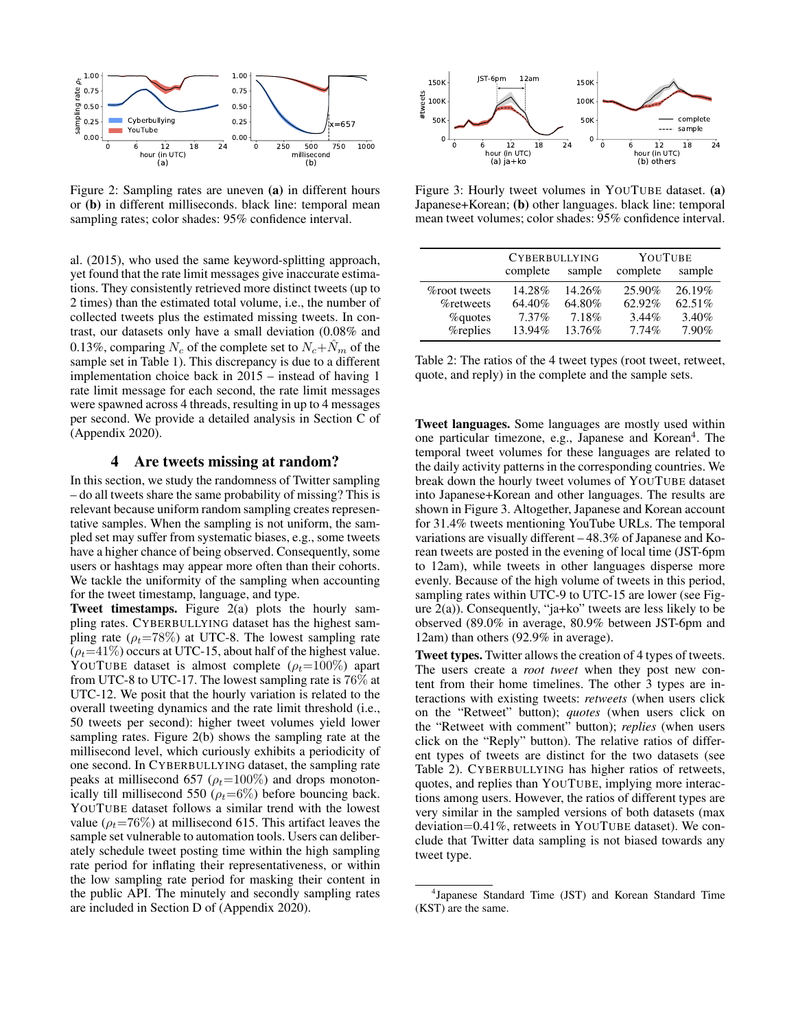Figure 2: Sampling rates are uneven **(a)** in different hours or **(b)** in different milliseconds. black line: temporal mean sampling rates; color shades: 95% confidence interval.

Figure 3: Hourly tweet volumes in YOUTUBE dataset. **(a)** Japanese+Korean; **(b)** other languages. black line: temporal mean tweet volumes; color shades: 95% confidence interval.

al. (2015), who used the same keyword-splitting approach, yet found that the rate limit messages give inaccurate estimations. They consistently retrieved more distinct tweets (up to 2 times) than the estimated total volume, i.e., the number of collected tweets plus the estimated missing tweets. In contrast, our datasets only have a small deviation (0.08% and 0.13%, comparing $N_c$ of the complete set to $N_c + \hat{N}_m$ of the sample set in Table 1). This discrepancy is due to a different implementation choice back in 2015 – instead of having 1 rate limit message for each second, the rate limit messages were spawned across 4 threads, resulting in up to 4 messages per second. We provide a detailed analysis in Section C of (Appendix 2020).

## 4 Are tweets missing at random?

In this section, we study the randomness of Twitter sampling – do all tweets share the same probability of missing? This is relevant because uniform random sampling creates representative samples. When the sampling is not uniform, the sampled set may suffer from systematic biases, e.g., some tweets have a higher chance of being observed. Consequently, some users or hashtags may appear more often than their cohorts. We tackle the uniformity of the sampling when accounting for the tweet timestamp, language, and type.

**Tweet timestamps.** Figure 2(a) plots the hourly sampling rates. CYBERBULLYING dataset has the highest sampling rate ($\rho_t$=78%) at UTC-8. The lowest sampling rate ($\rho_t$=41%) occurs at UTC-15, about half of the highest value. YOUTUBE dataset is almost complete ($\rho_t$=100%) apart from UTC-8 to UTC-17. The lowest sampling rate is 76% at UTC-12. We posit that the hourly variation is related to the overall tweeting dynamics and the rate limit threshold (i.e., 50 tweets per second): higher tweet volumes yield lower sampling rates. Figure 2(b) shows the sampling rate at the millisecond level, which curiously exhibits a periodicity of one second. In CYBERBULLYING dataset, the sampling rate peaks at millisecond 657 ($\rho_t$=100%) and drops monotonically till millisecond 550 ($\rho_t$=6%) before bouncing back. YOUTUBE dataset follows a similar trend with the lowest value ($\rho_t$=76%) at millisecond 615. This artifact leaves the sample set vulnerable to automation tools. Users can deliberately schedule tweet posting time within the high sampling rate period for inflating their representativeness, or within the low sampling rate period for masking their content in the public API. The minutely and secondly sampling rates are included in Section D of (Appendix 2020).

| | CYBERBULLYING | | YOUTUBE | |
|---|---|---|---|---|
| | complete | sample | complete | sample |
| %root tweets | 14.28% | 14.26% | 25.90% | 26.19% |
| %retweets | 64.40% | 64.80% | 62.92% | 62.51% |
| %quotes | 7.37% | 7.18% | 3.44% | 3.40% |
| %replies | 13.94% | 13.76% | 7.74% | 7.90% |

Table 2: The ratios of the 4 tweet types (root tweet, retweet, quote, and reply) in the complete and the sample sets.

**Tweet languages.** Some languages are mostly used within one particular timezone, e.g., Japanese and Korean[4]. The temporal tweet volumes for these languages are related to the daily activity patterns in the corresponding countries. We break down the hourly tweet volumes of YOUTUBE dataset into Japanese+Korean and other languages. The results are shown in Figure 3. Altogether, Japanese and Korean account for 31.4% tweets mentioning YouTube URLs. The temporal variations are visually different – 48.3% of Japanese and Korean tweets are posted in the evening of local time (JST-6pm to 12am), while tweets in other languages disperse more evenly. Because of the high volume of tweets in this period, sampling rates within UTC-9 to UTC-15 are lower (see Figure 2(a)). Consequently, "ja+ko" tweets are less likely to be observed (89.0% in average, 80.9% between JST-6pm and 12am) than others (92.9% in average).

**Tweet types.** Twitter allows the creation of 4 types of tweets. The users create a *root tweet* when they post new content from their home timelines. The other 3 types are interactions with existing tweets: *retweets* (when users click on the "Retweet" button); *quotes* (when users click on the "Retweet with comment" button); *replies* (when users click on the "Reply" button). The relative ratios of different types of tweets are distinct for the two datasets (see Table 2). CYBERBULLYING has higher ratios of retweets, quotes, and replies than YOUTUBE, implying more interactions among users. However, the ratios of different types are very similar in the sampled versions of both datasets (max deviation=0.41%, retweets in YOUTUBE dataset). We conclude that Twitter data sampling is not biased towards any tweet type.

[4] Japanese Standard Time (JST) and Korean Standard Time (KST) are the same.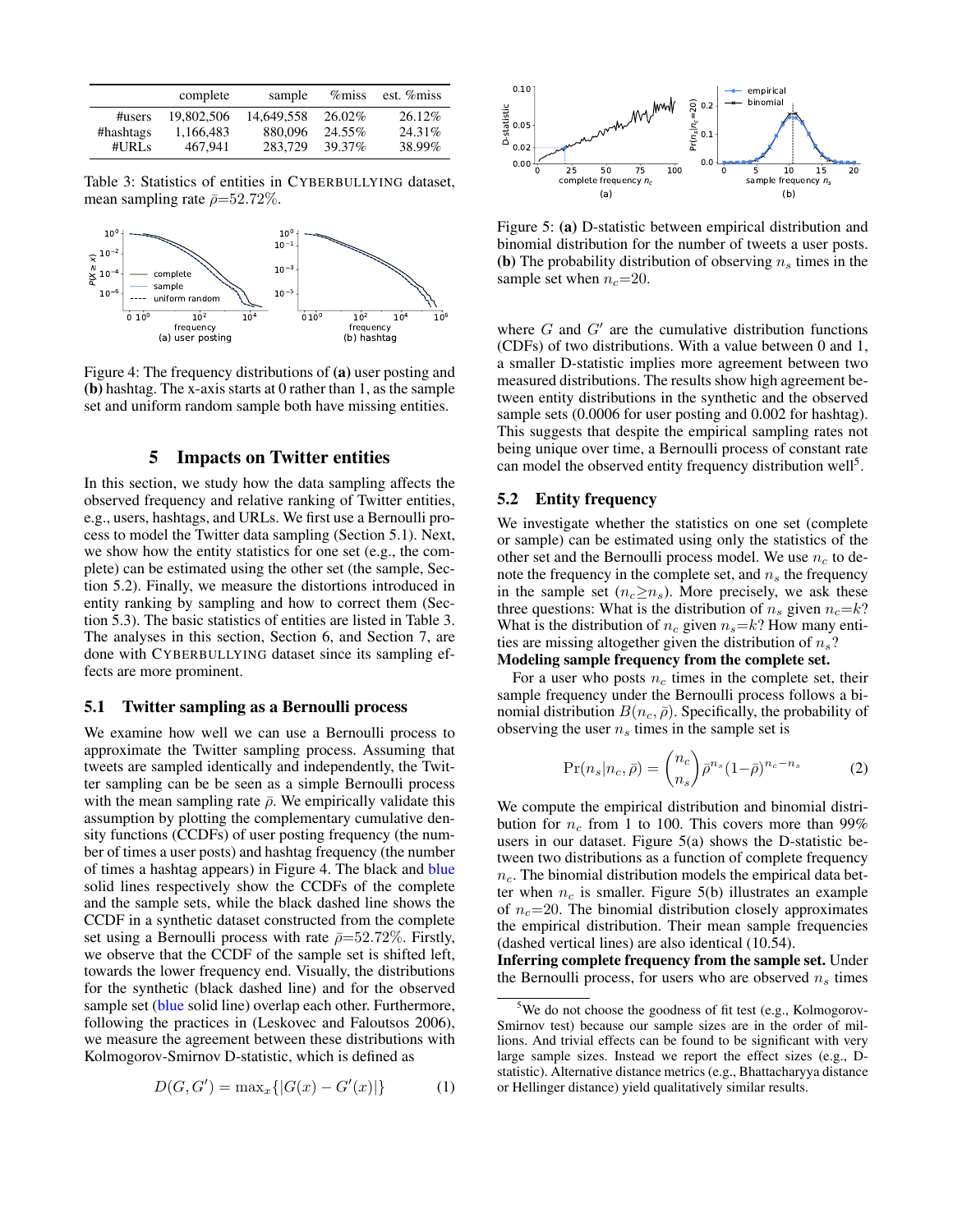|  | complete | sample | %miss | est. %miss |
|---|---|---|---|---|
| #users | 19,802,506 | 14,649,558 | 26.02% | 26.12% |
| #hashtags | 1,166,483 | 880,096 | 24.55% | 24.31% |
| #URLs | 467,941 | 283,729 | 39.37% | 38.99% |

Table 3: Statistics of entities in CYBERBULLYING dataset, mean sampling rate $\bar{\rho}$=52.72%.

Figure 4: The frequency distributions of **(a)** user posting and **(b)** hashtag. The x-axis starts at 0 rather than 1, as the sample set and uniform random sample both have missing entities.

## 5 Impacts on Twitter entities

In this section, we study how the data sampling affects the observed frequency and relative ranking of Twitter entities, e.g., users, hashtags, and URLs. We first use a Bernoulli process to model the Twitter data sampling (Section 5.1). Next, we show how the entity statistics for one set (e.g., the complete) can be estimated using the other set (the sample, Section 5.2). Finally, we measure the distortions introduced in entity ranking by sampling and how to correct them (Section 5.3). The basic statistics of entities are listed in Table 3. The analyses in this section, Section 6, and Section 7, are done with CYBERBULLYING dataset since its sampling effects are more prominent.

### 5.1 Twitter sampling as a Bernoulli process

We examine how well we can use a Bernoulli process to approximate the Twitter sampling process. Assuming that tweets are sampled identically and independently, the Twitter sampling can be seen as a simple Bernoulli process with the mean sampling rate $\bar{\rho}$. We empirically validate this assumption by plotting the complementary cumulative density functions (CCDFs) of user posting frequency (the number of times a user posts) and hashtag frequency (the number of times a hashtag appears) in Figure 4. The black and blue solid lines respectively show the CCDFs of the complete and the sample sets, while the black dashed line shows the CCDF in a synthetic dataset constructed from the complete set using a Bernoulli process with rate $\bar{\rho}$=52.72%. Firstly, we observe that the CCDF of the sample set is shifted left, towards the lower frequency end. Visually, the distributions for the synthetic (black dashed line) and for the observed sample set (blue solid line) overlap each other. Furthermore, following the practices in (Leskovec and Faloutsos 2006), we measure the agreement between these distributions with Kolmogorov-Smirnov D-statistic, which is defined as

$$D(G, G') = \max_x\{|G(x) - G'(x)|\} \tag{1}$$

Figure 5: **(a)** D-statistic between empirical distribution and binomial distribution for the number of tweets a user posts. **(b)** The probability distribution of observing $n_s$ times in the sample set when $n_c$=20.

where $G$ and $G'$ are the cumulative distribution functions (CDFs) of two distributions. With a value between 0 and 1, a smaller D-statistic implies more agreement between two measured distributions. The results show high agreement between entity distributions in the synthetic and the observed sample sets (0.0006 for user posting and 0.002 for hashtag). This suggests that despite the empirical sampling rates not being unique over time, a Bernoulli process of constant rate can model the observed entity frequency distribution well[5].

### 5.2 Entity frequency

We investigate whether the statistics on one set (complete or sample) can be estimated using only the statistics of the other set and the Bernoulli process model. We use $n_c$ to denote the frequency in the complete set, and $n_s$ the frequency in the sample set ($n_c \geq n_s$). More precisely, we ask these three questions: What is the distribution of $n_s$ given $n_c$=$k$? What is the distribution of $n_c$ given $n_s$=$k$? How many entities are missing altogether given the distribution of $n_s$?

**Modeling sample frequency from the complete set.**

For a user who posts $n_c$ times in the complete set, their sample frequency under the Bernoulli process follows a binomial distribution $B(n_c, \bar{\rho})$. Specifically, the probability of observing the user $n_s$ times in the sample set is

$$\Pr(n_s|n_c, \bar{\rho}) = \binom{n_c}{n_s}\bar{\rho}^{n_s}(1-\bar{\rho})^{n_c-n_s} \tag{2}$$

We compute the empirical distribution and binomial distribution for $n_c$ from 1 to 100. This covers more than 99% users in our dataset. Figure 5(a) shows the D-statistic between two distributions as a function of complete frequency $n_c$. The binomial distribution models the empirical data better when $n_c$ is smaller. Figure 5(b) illustrates an example of $n_c$=20. The binomial distribution closely approximates the empirical distribution. Their mean sample frequencies (dashed vertical lines) are also identical (10.54).

**Inferring complete frequency from the sample set.** Under the Bernoulli process, for users who are observed $n_s$ times

[5] We do not choose the goodness of fit test (e.g., Kolmogorov-Smirnov test) because our sample sizes are in the order of millions. And trivial effects can be found to be significant with very large sample sizes. Instead we report the effect sizes (e.g., D-statistic). Alternative distance metrics (e.g., Bhattacharyya distance or Hellinger distance) yield qualitatively similar results.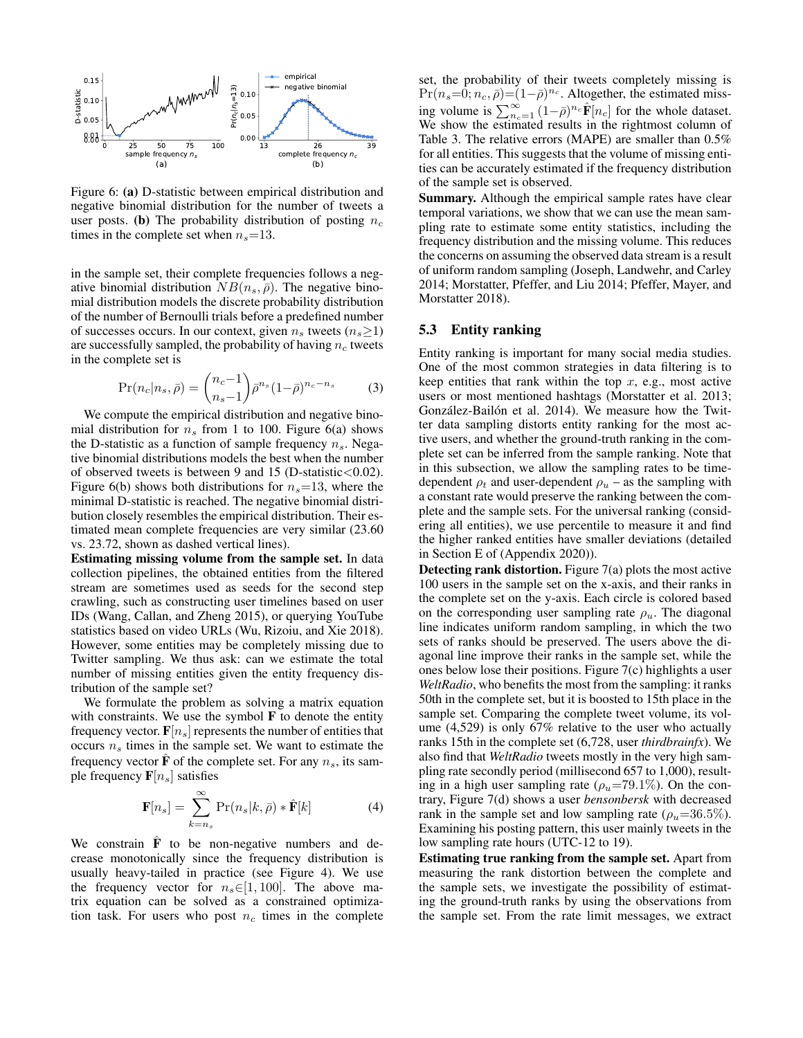Figure 6: **(a)** D-statistic between empirical distribution and negative binomial distribution for the number of tweets a user posts. **(b)** The probability distribution of posting $n_c$ times in the complete set when $n_s$=13.

in the sample set, their complete frequencies follows a negative binomial distribution $NB(n_s, \bar{\rho})$. The negative binomial distribution models the discrete probability distribution of the number of Bernoulli trials before a predefined number of successes occurs. In our context, given $n_s$ tweets ($n_s \geq 1$) are successfully sampled, the probability of having $n_c$ tweets in the complete set is

$$\Pr(n_c|n_s, \bar{\rho}) = \binom{n_c-1}{n_s-1} \bar{\rho}^{n_s} (1-\bar{\rho})^{n_c-n_s} \tag{3}$$

We compute the empirical distribution and negative binomial distribution for $n_s$ from 1 to 100. Figure 6(a) shows the D-statistic as a function of sample frequency $n_s$. Negative binomial distributions models the best when the number of observed tweets is between 9 and 15 (D-statistic<0.02). Figure 6(b) shows both distributions for $n_s$=13, where the minimal D-statistic is reached. The negative binomial distribution closely resembles the empirical distribution. Their estimated mean complete frequencies are very similar (23.60 vs. 23.72, shown as dashed vertical lines).

**Estimating missing volume from the sample set.** In data collection pipelines, the obtained entities from the filtered stream are sometimes used as seeds for the second step crawling, such as constructing user timelines based on user IDs (Wang, Callan, and Zheng 2015), or querying YouTube statistics based on video URLs (Wu, Rizoiu, and Xie 2018). However, some entities may be completely missing due to Twitter sampling. We thus ask: can we estimate the total number of missing entities given the entity frequency distribution of the sample set?

We formulate the problem as solving a matrix equation with constraints. We use the symbol $\mathbf{F}$ to denote the entity frequency vector. $\mathbf{F}[n_s]$ represents the number of entities that occurs $n_s$ times in the sample set. We want to estimate the frequency vector $\hat{\mathbf{F}}$ of the complete set. For any $n_s$, its sample frequency $\mathbf{F}[n_s]$ satisfies

$$\mathbf{F}[n_s] = \sum_{k=n_s}^{\infty} \Pr(n_s|k, \bar{\rho}) * \hat{\mathbf{F}}[k] \tag{4}$$

We constrain $\hat{\mathbf{F}}$ to be non-negative numbers and decrease monotonically since the frequency distribution is usually heavy-tailed in practice (see Figure 4). We use the frequency vector for $n_s \in [1, 100]$. The above matrix equation can be solved as a constrained optimization task. For users who post $n_c$ times in the complete set, the probability of their tweets completely missing is $\Pr(n_s{=}0; n_c, \bar{\rho}){=}(1{-}\bar{\rho})^{n_c}$. Altogether, the estimated missing volume is $\sum_{n_c=1}^{\infty} (1{-}\bar{\rho})^{n_c} \hat{\mathbf{F}}[n_c]$ for the whole dataset. We show the estimated results in the rightmost column of Table 3. The relative errors (MAPE) are smaller than 0.5% for all entities. This suggests that the volume of missing entities can be accurately estimated if the frequency distribution of the sample set is observed.

**Summary.** Although the empirical sample rates have clear temporal variations, we show that we can use the mean sampling rate to estimate some entity statistics, including the frequency distribution and the missing volume. This reduces the concerns on assuming the observed data stream is a result of uniform random sampling (Joseph, Landwehr, and Carley 2014; Morstatter, Pfeffer, and Liu 2014; Pfeffer, Mayer, and Morstatter 2018).

### 5.3 Entity ranking

Entity ranking is important for many social media studies. One of the most common strategies in data filtering is to keep entities that rank within the top $x$, e.g., most active users or most mentioned hashtags (Morstatter et al. 2013; González-Bailón et al. 2014). We measure how the Twitter data sampling distorts entity ranking for the most active users, and whether the ground-truth ranking in the complete set can be inferred from the sample ranking. Note that in this subsection, we allow the sampling rates to be time-dependent $\rho_t$ and user-dependent $\rho_u$ – as the sampling with a constant rate would preserve the ranking between the complete and the sample sets. For the universal ranking (considering all entities), we use percentile to measure it and find the higher ranked entities have smaller deviations (detailed in Section E of (Appendix 2020)).

**Detecting rank distortion.** Figure 7(a) plots the most active 100 users in the sample set on the x-axis, and their ranks in the complete set on the y-axis. Each circle is colored based on the corresponding user sampling rate $\rho_u$. The diagonal line indicates uniform random sampling, in which the two sets of ranks should be preserved. The users above the diagonal line improve their ranks in the sample set, while the ones below lose their positions. Figure 7(c) highlights a user *WeltRadio*, who benefits the most from the sampling: it ranks 50th in the complete set, but it is boosted to 15th place in the sample set. Comparing the complete tweet volume, its volume (4,529) is only 67% relative to the user who actually ranks 15th in the complete set (6,728, user *thirdbrainfx*). We also find that *WeltRadio* tweets mostly in the very high sampling rate secondly period (millisecond 657 to 1,000), resulting in a high user sampling rate ($\rho_u$=79.1%). On the contrary, Figure 7(d) shows a user *bensonbersk* with decreased rank in the sample set and low sampling rate ($\rho_u$=36.5%). Examining his posting pattern, this user mainly tweets in the low sampling rate hours (UTC-12 to 19).

**Estimating true ranking from the sample set.** Apart from measuring the rank distortion between the complete and the sample sets, we investigate the possibility of estimating the ground-truth ranks by using the observations from the sample set. From the rate limit messages, we extract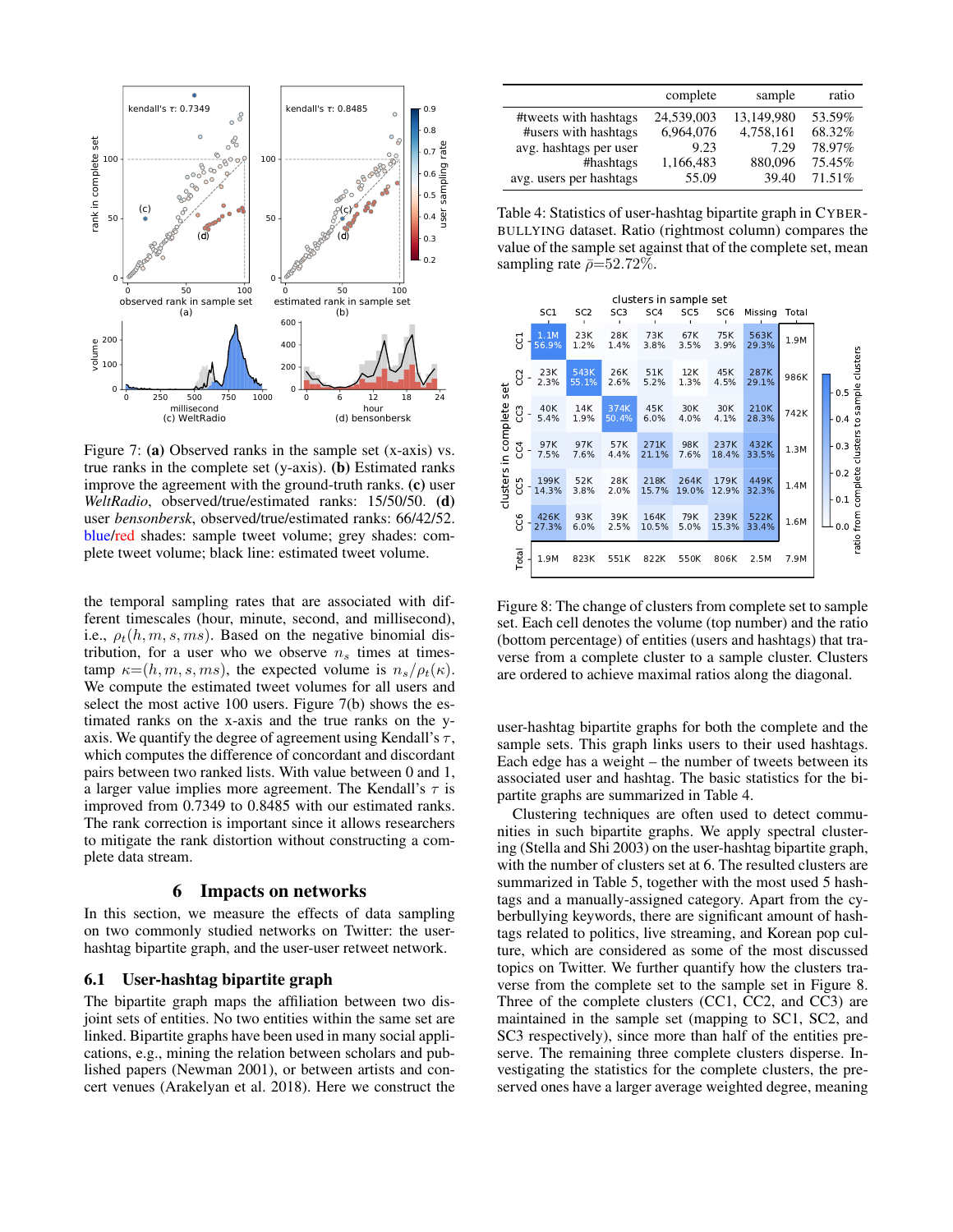Figure 7: **(a)** Observed ranks in the sample set (x-axis) vs. true ranks in the complete set (y-axis). **(b)** Estimated ranks improve the agreement with the ground-truth ranks. **(c)** user *WeltRadio*, observed/true/estimated ranks: 15/50/50. **(d)** user *bensonbersk*, observed/true/estimated ranks: 66/42/52. blue/red shades: sample tweet volume; grey shades: complete tweet volume; black line: estimated tweet volume.

the temporal sampling rates that are associated with different timescales (hour, minute, second, and millisecond), i.e., $\rho_t(h, m, s, ms)$. Based on the negative binomial distribution, for a user who we observe $n_s$ times at timestamp $\kappa$=$(h, m, s, ms)$, the expected volume is $n_s/\rho_t(\kappa)$. We compute the estimated tweet volumes for all users and select the most active 100 users. Figure 7(b) shows the estimated ranks on the x-axis and the true ranks on the y-axis. We quantify the degree of agreement using Kendall's $\tau$, which computes the difference of concordant and discordant pairs between two ranked lists. With value between 0 and 1, a larger value implies more agreement. The Kendall's $\tau$ is improved from 0.7349 to 0.8485 with our estimated ranks. The rank correction is important since it allows researchers to mitigate the rank distortion without constructing a complete data stream.

## 6 Impacts on networks

In this section, we measure the effects of data sampling on two commonly studied networks on Twitter: the user-hashtag bipartite graph, and the user-user retweet network.

### 6.1 User-hashtag bipartite graph

The bipartite graph maps the affiliation between two disjoint sets of entities. No two entities within the same set are linked. Bipartite graphs have been used in many social applications, e.g., mining the relation between scholars and published papers (Newman 2001), or between artists and concert venues (Arakelyan et al. 2018). Here we construct the user-hashtag bipartite graphs for both the complete and the sample sets. This graph links users to their used hashtags. Each edge has a weight – the number of tweets between its associated user and hashtag. The basic statistics for the bipartite graphs are summarized in Table 4.

| | complete | sample | ratio |
|---|---|---|---|
| #tweets with hashtags | 24,539,003 | 13,149,980 | 53.59% |
| #users with hashtags | 6,964,076 | 4,758,161 | 68.32% |
| avg. hashtags per user | 9.23 | 7.29 | 78.97% |
| #hashtags | 1,166,483 | 880,096 | 75.45% |
| avg. users per hashtags | 55.09 | 39.40 | 71.51% |

Table 4: Statistics of user-hashtag bipartite graph in CYBERBULLYING dataset. Ratio (rightmost column) compares the value of the sample set against that of the complete set, mean sampling rate $\bar{\rho}$=52.72%.

Figure 8: The change of clusters from complete set to sample set. Each cell denotes the volume (top number) and the ratio (bottom percentage) of entities (users and hashtags) that traverse from a complete cluster to a sample cluster. Clusters are ordered to achieve maximal ratios along the diagonal.

Clustering techniques are often used to detect communities in such bipartite graphs. We apply spectral clustering (Stella and Shi 2003) on the user-hashtag bipartite graph, with the number of clusters set at 6. The resulted clusters are summarized in Table 5, together with the most used 5 hashtags and a manually-assigned category. Apart from the cyberbullying keywords, there are significant amount of hashtags related to politics, live streaming, and Korean pop culture, which are considered as some of the most discussed topics on Twitter. We further quantify how the clusters traverse from the complete set to the sample set in Figure 8. Three of the complete clusters (CC1, CC2, and CC3) are maintained in the sample set (mapping to SC1, SC2, and SC3 respectively), since more than half of the entities preserve. The remaining three complete clusters disperse. Investigating the statistics for the complete clusters, the preserved ones have a larger average weighted degree, meaning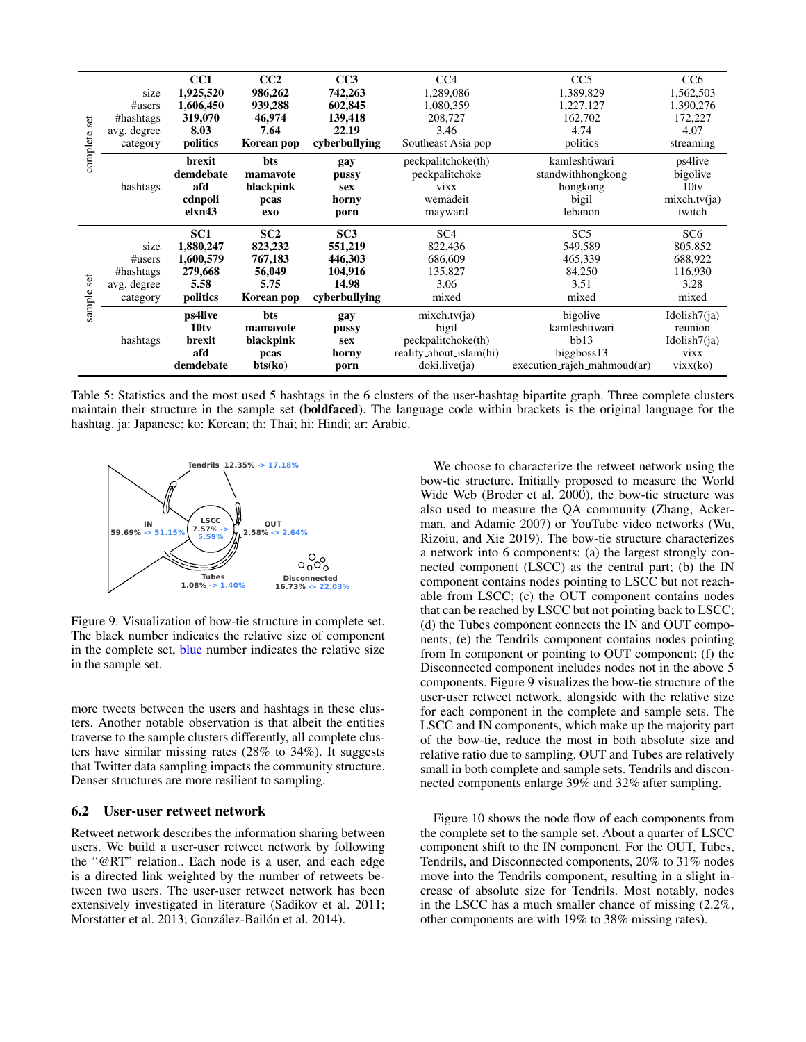| | | CC1 | CC2 | CC3 | CC4 | CC5 | CC6 |
|---|---|---|---|---|---|---|---|
| complete set | size | **1,925,520** | **986,262** | **742,263** | 1,289,086 | 1,389,829 | 1,562,503 |
| | #users | **1,606,450** | **939,288** | **602,845** | 1,080,359 | 1,227,127 | 1,390,276 |
| | #hashtags | **319,070** | **46,974** | **139,418** | 208,727 | 162,702 | 172,227 |
| | avg. degree | **8.03** | **7.64** | **22.19** | 3.46 | 4.74 | 4.07 |
| | category | **politics** | **Korean pop** | **cyberbullying** | Southeast Asia pop | politics | streaming |
| | hashtags | **brexit** | **bts** | **gay** | peckpalitchoke(th) | kamleshtiwari | ps4live |
| | | **demdebate** | **mamavote** | **pussy** | peckpalitchoke | standwithhongkong | bigolive |
| | | **afd** | **blackpink** | **sex** | vixx | hongkong | 10tv |
| | | **cdnpoli** | **pcas** | **horny** | wemadeit | bigil | mixch.tv(ja) |
| | | **elxn43** | **exo** | **porn** | mayward | lebanon | twitch |
| | | SC1 | SC2 | SC3 | SC4 | SC5 | SC6 |
| sample set | size | **1,880,247** | **823,232** | **551,219** | 822,436 | 549,589 | 805,852 |
| | #users | **1,600,579** | **767,183** | **446,303** | 686,609 | 465,339 | 688,922 |
| | #hashtags | **279,668** | **56,049** | **104,916** | 135,827 | 84,250 | 116,930 |
| | avg. degree | **5.58** | **5.75** | **14.98** | 3.06 | 3.51 | 3.28 |
| | category | **politics** | **Korean pop** | **cyberbullying** | mixed | mixed | mixed |
| | hashtags | **ps4live** | **bts** | **gay** | mixch.tv(ja) | bigolive | Idolish7(ja) |
| | | **10tv** | **mamavote** | **pussy** | bigil | kamleshtiwari | reunion |
| | | **brexit** | **blackpink** | **sex** | peckpalitchoke(th) | bb13 | Idolish7(ja) |
| | | **afd** | **pcas** | **horny** | reality_about_islam(hi) | biggboss13 | vixx |
| | | **demdebate** | **bts(ko)** | **porn** | doki.live(ja) | execution_rajeh_mahmoud(ar) | vixx(ko) |

Table 5: Statistics and the most used 5 hashtags in the 6 clusters of the user-hashtag bipartite graph. Three complete clusters maintain their structure in the sample set (**boldfaced**). The language code within brackets is the original language for the hashtag. ja: Japanese; ko: Korean; th: Thai; hi: Hindi; ar: Arabic.

Tendrils 12.35% -> 17.18%

IN 59.69% -> 51.15%

LSCC 7.57% -> 5.59%

OUT 2.58% -> 2.64%

Tubes 1.08% -> 1.40%

Disconnected 16.73% -> 22.03%

Figure 9: Visualization of bow-tie structure in complete set. The black number indicates the relative size of component in the complete set, blue number indicates the relative size in the sample set.

more tweets between the users and hashtags in these clusters. Another notable observation is that albeit the entities traverse to the sample clusters differently, all complete clusters have similar missing rates (28% to 34%). It suggests that Twitter data sampling impacts the community structure. Denser structures are more resilient to sampling.

## 6.2 User-user retweet network

Retweet network describes the information sharing between users. We build a user-user retweet network by following the "@RT" relation.. Each node is a user, and each edge is a directed link weighted by the number of retweets between two users. The user-user retweet network has been extensively investigated in literature (Sadikov et al. 2011; Morstatter et al. 2013; González-Bailón et al. 2014).

We choose to characterize the retweet network using the bow-tie structure. Initially proposed to measure the World Wide Web (Broder et al. 2000), the bow-tie structure was also used to measure the QA community (Zhang, Ackerman, and Adamic 2007) or YouTube video networks (Wu, Rizoiu, and Xie 2019). The bow-tie structure characterizes a network into 6 components: (a) the largest strongly connected component (LSCC) as the central part; (b) the IN component contains nodes pointing to LSCC but not reachable from LSCC; (c) the OUT component contains nodes that can be reached by LSCC but not pointing back to LSCC; (d) the Tubes component connects the IN and OUT components; (e) the Tendrils component contains nodes pointing from In component or pointing to OUT component; (f) the Disconnected component includes nodes not in the above 5 components. Figure 9 visualizes the bow-tie structure of the user-user retweet network, alongside with the relative size for each component in the complete and sample sets. The LSCC and IN components, which make up the majority part of the bow-tie, reduce the most in both absolute size and relative ratio due to sampling. OUT and Tubes are relatively small in both complete and sample sets. Tendrils and disconnected components enlarge 39% and 32% after sampling.

Figure 10 shows the node flow of each components from the complete set to the sample set. About a quarter of LSCC component shift to the IN component. For the OUT, Tubes, Tendrils, and Disconnected components, 20% to 31% nodes move into the Tendrils component, resulting in a slight increase of absolute size for Tendrils. Most notably, nodes in the LSCC has a much smaller chance of missing (2.2%, other components are with 19% to 38% missing rates).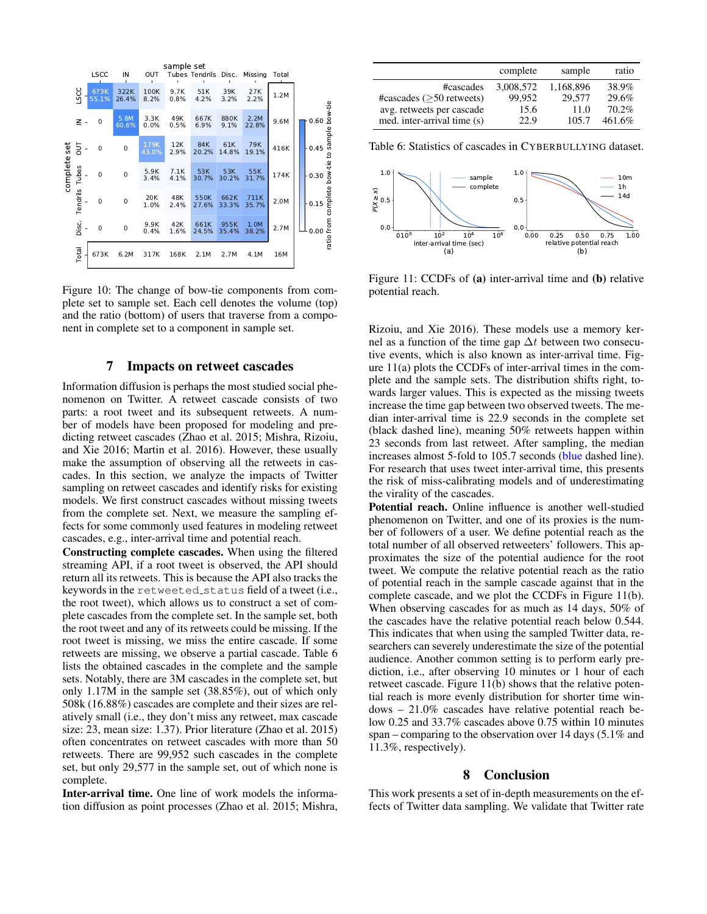Figure 10: The change of bow-tie components from complete set to sample set. Each cell denotes the volume (top) and the ratio (bottom) of users that traverse from a component in complete set to a component in sample set.

## 7 Impacts on retweet cascades

Information diffusion is perhaps the most studied social phenomenon on Twitter. A retweet cascade consists of two parts: a root tweet and its subsequent retweets. A number of models have been proposed for modeling and predicting retweet cascades (Zhao et al. 2015; Mishra, Rizoiu, and Xie 2016; Martin et al. 2016). However, these usually make the assumption of observing all the retweets in cascades. In this section, we analyze the impacts of Twitter sampling on retweet cascades and identify risks for existing models. We first construct cascades without missing tweets from the complete set. Next, we measure the sampling effects for some commonly used features in modeling retweet cascades, e.g., inter-arrival time and potential reach.

**Constructing complete cascades.** When using the filtered streaming API, if a root tweet is observed, the API should return all its retweets. This is because the API also tracks the keywords in the `retweeted_status` field of a tweet (i.e., the root tweet), which allows us to construct a set of complete cascades from the complete set. In the sample set, both the root tweet and any of its retweets could be missing. If the root tweet is missing, we miss the entire cascade. If some retweets are missing, we observe a partial cascade. Table 6 lists the obtained cascades in the complete and the sample sets. Notably, there are 3M cascades in the complete set, but only 1.17M in the sample set (38.85%), out of which only 508k (16.88%) cascades are complete and their sizes are relatively small (i.e., they don't miss any retweet, max cascade size: 23, mean size: 1.37). Prior literature (Zhao et al. 2015) often concentrates on retweet cascades with more than 50 retweets. There are 99,952 such cascades in the complete set, but only 29,577 in the sample set, out of which none is complete.

**Inter-arrival time.** One line of work models the information diffusion as point processes (Zhao et al. 2015; Mishra, Rizoiu, and Xie 2016). These models use a memory kernel as a function of the time gap $\Delta t$ between two consecutive events, which is also known as inter-arrival time. Figure 11(a) plots the CCDFs of inter-arrival times in the complete and the sample sets. The distribution shifts right, towards larger values. This is expected as the missing tweets increase the time gap between two observed tweets. The median inter-arrival time is 22.9 seconds in the complete set (black dashed line), meaning 50% retweets happen within 23 seconds from last retweet. After sampling, the median increases almost 5-fold to 105.7 seconds (blue dashed line). For research that uses tweet inter-arrival time, this presents the risk of miss-calibrating models and of underestimating the virality of the cascades.

**Potential reach.** Online influence is another well-studied phenomenon on Twitter, and one of its proxies is the number of followers of a user. We define potential reach as the total number of all observed retweeters' followers. This approximates the size of the potential audience for the root tweet. We compute the relative potential reach as the ratio of potential reach in the sample cascade against that in the complete cascade, and we plot the CCDFs in Figure 11(b). When observing cascades for as much as 14 days, 50% of the cascades have the relative potential reach below 0.544. This indicates that when using the sampled Twitter data, researchers can severely underestimate the size of the potential audience. Another common setting is to perform early prediction, i.e., after observing 10 minutes or 1 hour of each retweet cascade. Figure 11(b) shows that the relative potential reach is more evenly distribution for shorter time windows – 21.0% cascades have relative potential reach below 0.25 and 33.7% cascades above 0.75 within 10 minutes span – comparing to the observation over 14 days (5.1% and 11.3%, respectively).

| | complete | sample | ratio |
|---|---|---|---|
| #cascades | 3,008,572 | 1,168,896 | 38.9% |
| #cascades (≥50 retweets) | 99,952 | 29,577 | 29.6% |
| avg. retweets per cascade | 15.6 | 11.0 | 70.2% |
| med. inter-arrival time (s) | 22.9 | 105.7 | 461.6% |

Table 6: Statistics of cascades in CYBERBULLYING dataset.

Figure 11: CCDFs of **(a)** inter-arrival time and **(b)** relative potential reach.

## 8 Conclusion

This work presents a set of in-depth measurements on the effects of Twitter data sampling. We validate that Twitter rate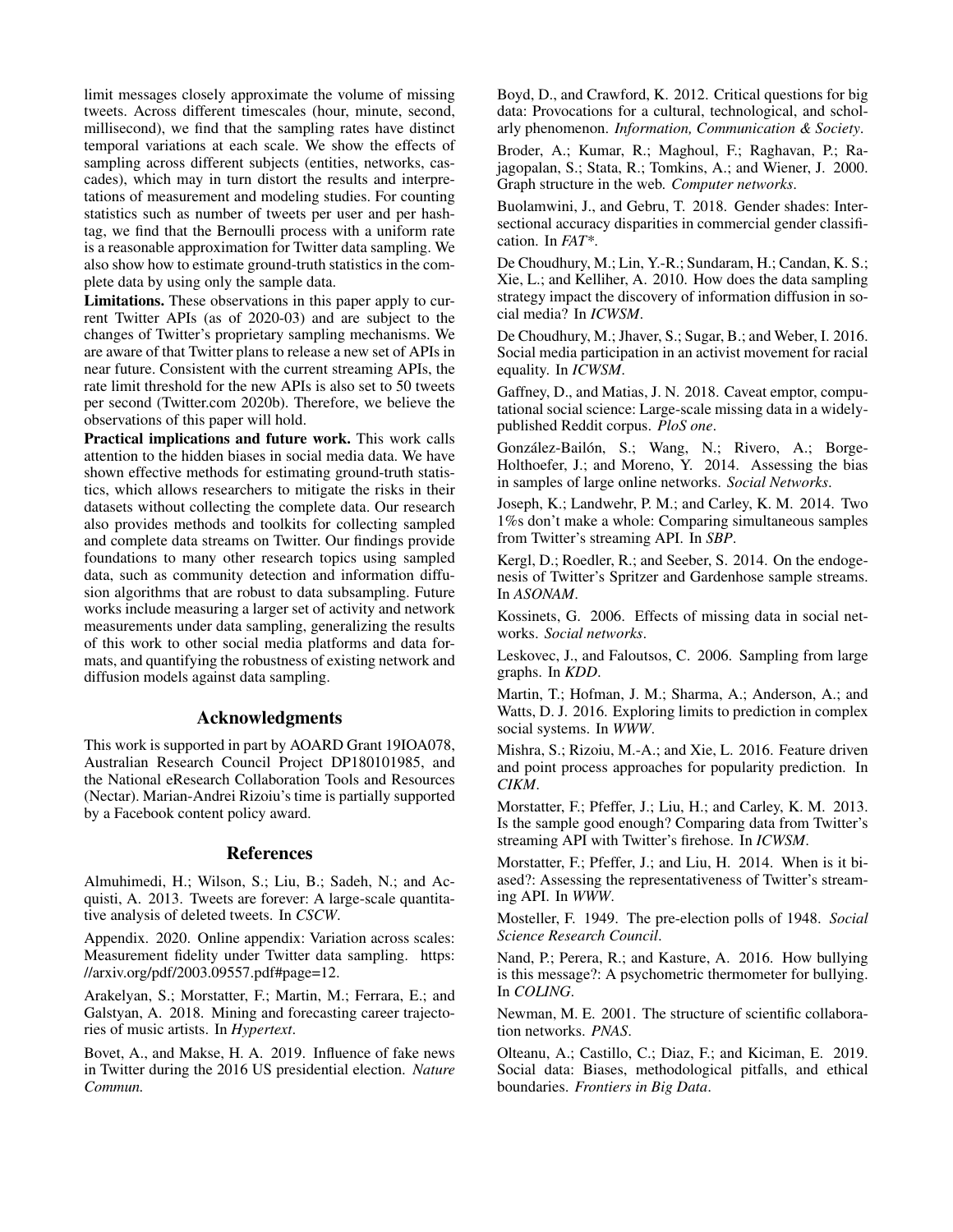limit messages closely approximate the volume of missing tweets. Across different timescales (hour, minute, second, millisecond), we find that the sampling rates have distinct temporal variations at each scale. We show the effects of sampling across different subjects (entities, networks, cascades), which may in turn distort the results and interpretations of measurement and modeling studies. For counting statistics such as number of tweets per user and per hashtag, we find that the Bernoulli process with a uniform rate is a reasonable approximation for Twitter data sampling. We also show how to estimate ground-truth statistics in the complete data by using only the sample data.

**Limitations.** These observations in this paper apply to current Twitter APIs (as of 2020-03) and are subject to the changes of Twitter's proprietary sampling mechanisms. We are aware of that Twitter plans to release a new set of APIs in near future. Consistent with the current streaming APIs, the rate limit threshold for the new APIs is also set to 50 tweets per second (Twitter.com 2020b). Therefore, we believe the observations of this paper will hold.

**Practical implications and future work.** This work calls attention to the hidden biases in social media data. We have shown effective methods for estimating ground-truth statistics, which allows researchers to mitigate the risks in their datasets without collecting the complete data. Our research also provides methods and toolkits for collecting sampled and complete data streams on Twitter. Our findings provide foundations to many other research topics using sampled data, such as community detection and information diffusion algorithms that are robust to data subsampling. Future works include measuring a larger set of activity and network measurements under data sampling, generalizing the results of this work to other social media platforms and data formats, and quantifying the robustness of existing network and diffusion models against data sampling.

## Acknowledgments

This work is supported in part by AOARD Grant 19IOA078, Australian Research Council Project DP180101985, and the National eResearch Collaboration Tools and Resources (Nectar). Marian-Andrei Rizoiu's time is partially supported by a Facebook content policy award.

## References

Almuhimedi, H.; Wilson, S.; Liu, B.; Sadeh, N.; and Acquisti, A. 2013. Tweets are forever: A large-scale quantitative analysis of deleted tweets. In *CSCW*.

Appendix. 2020. Online appendix: Variation across scales: Measurement fidelity under Twitter data sampling. https://arxiv.org/pdf/2003.09557.pdf#page=12.

Arakelyan, S.; Morstatter, F.; Martin, M.; Ferrara, E.; and Galstyan, A. 2018. Mining and forecasting career trajectories of music artists. In *Hypertext*.

Bovet, A., and Makse, H. A. 2019. Influence of fake news in Twitter during the 2016 US presidential election. *Nature Commun.*

Boyd, D., and Crawford, K. 2012. Critical questions for big data: Provocations for a cultural, technological, and scholarly phenomenon. *Information, Communication & Society*.

Broder, A.; Kumar, R.; Maghoul, F.; Raghavan, P.; Rajagopalan, S.; Stata, R.; Tomkins, A.; and Wiener, J. 2000. Graph structure in the web. *Computer networks*.

Buolamwini, J., and Gebru, T. 2018. Gender shades: Intersectional accuracy disparities in commercial gender classification. In *FAT\**.

De Choudhury, M.; Lin, Y.-R.; Sundaram, H.; Candan, K. S.; Xie, L.; and Kelliher, A. 2010. How does the data sampling strategy impact the discovery of information diffusion in social media? In *ICWSM*.

De Choudhury, M.; Jhaver, S.; Sugar, B.; and Weber, I. 2016. Social media participation in an activist movement for racial equality. In *ICWSM*.

Gaffney, D., and Matias, J. N. 2018. Caveat emptor, computational social science: Large-scale missing data in a widely-published Reddit corpus. *PloS one*.

González-Bailón, S.; Wang, N.; Rivero, A.; Borge-Holthoefer, J.; and Moreno, Y. 2014. Assessing the bias in samples of large online networks. *Social Networks*.

Joseph, K.; Landwehr, P. M.; and Carley, K. M. 2014. Two 1%s don't make a whole: Comparing simultaneous samples from Twitter's streaming API. In *SBP*.

Kergl, D.; Roedler, R.; and Seeber, S. 2014. On the endogenesis of Twitter's Spritzer and Gardenhose sample streams. In *ASONAM*.

Kossinets, G. 2006. Effects of missing data in social networks. *Social networks*.

Leskovec, J., and Faloutsos, C. 2006. Sampling from large graphs. In *KDD*.

Martin, T.; Hofman, J. M.; Sharma, A.; Anderson, A.; and Watts, D. J. 2016. Exploring limits to prediction in complex social systems. In *WWW*.

Mishra, S.; Rizoiu, M.-A.; and Xie, L. 2016. Feature driven and point process approaches for popularity prediction. In *CIKM*.

Morstatter, F.; Pfeffer, J.; Liu, H.; and Carley, K. M. 2013. Is the sample good enough? Comparing data from Twitter's streaming API with Twitter's firehose. In *ICWSM*.

Morstatter, F.; Pfeffer, J.; and Liu, H. 2014. When is it biased?: Assessing the representativeness of Twitter's streaming API. In *WWW*.

Mosteller, F. 1949. The pre-election polls of 1948. *Social Science Research Council*.

Nand, P.; Perera, R.; and Kasture, A. 2016. How bullying is this message?: A psychometric thermometer for bullying. In *COLING*.

Newman, M. E. 2001. The structure of scientific collaboration networks. *PNAS*.

Olteanu, A.; Castillo, C.; Diaz, F.; and Kiciman, E. 2019. Social data: Biases, methodological pitfalls, and ethical boundaries. *Frontiers in Big Data*.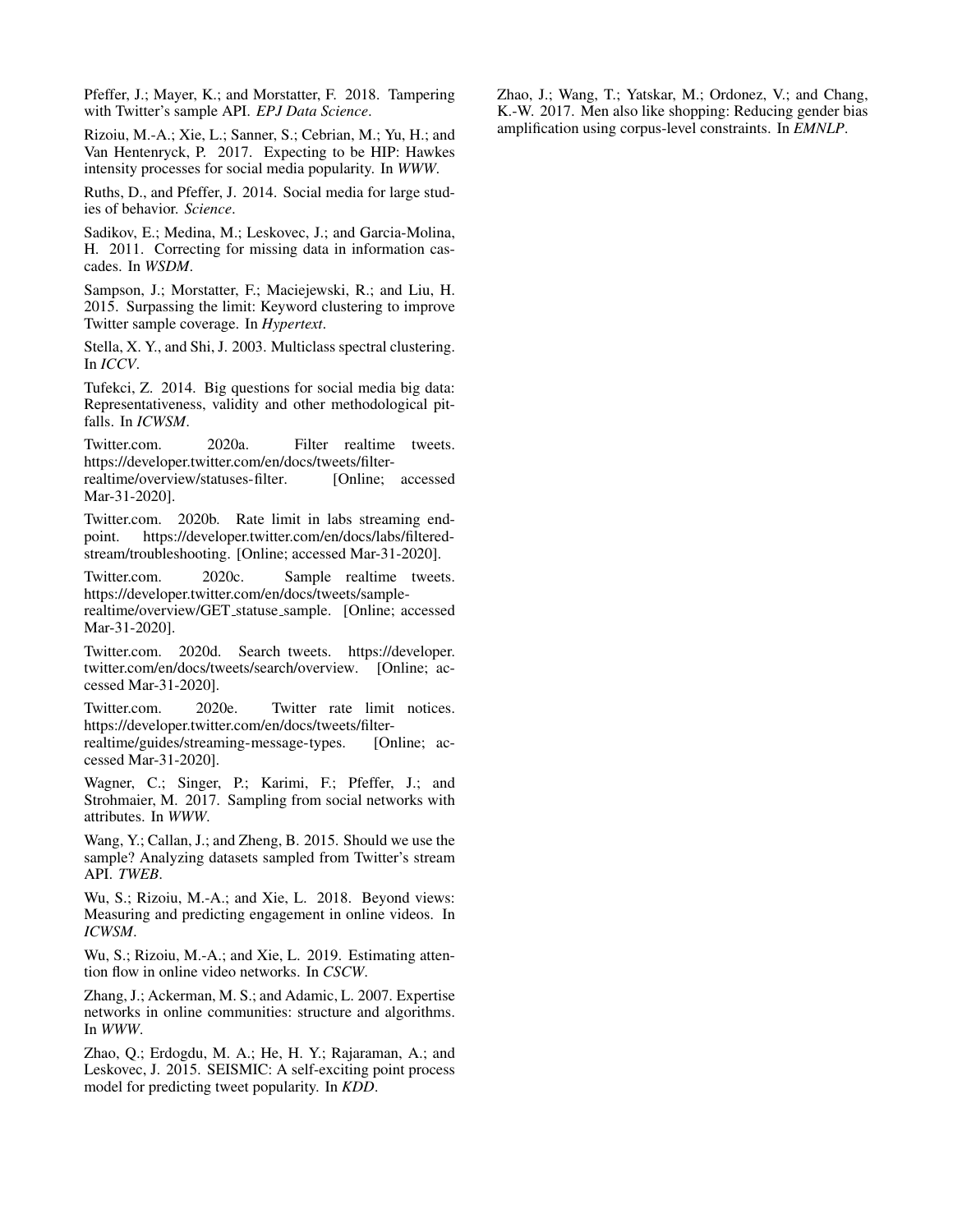Pfeffer, J.; Mayer, K.; and Morstatter, F. 2018. Tampering with Twitter's sample API. *EPJ Data Science*.

Rizoiu, M.-A.; Xie, L.; Sanner, S.; Cebrian, M.; Yu, H.; and Van Hentenryck, P. 2017. Expecting to be HIP: Hawkes intensity processes for social media popularity. In *WWW*.

Ruths, D., and Pfeffer, J. 2014. Social media for large studies of behavior. *Science*.

Sadikov, E.; Medina, M.; Leskovec, J.; and Garcia-Molina, H. 2011. Correcting for missing data in information cascades. In *WSDM*.

Sampson, J.; Morstatter, F.; Maciejewski, R.; and Liu, H. 2015. Surpassing the limit: Keyword clustering to improve Twitter sample coverage. In *Hypertext*.

Stella, X. Y., and Shi, J. 2003. Multiclass spectral clustering. In *ICCV*.

Tufekci, Z. 2014. Big questions for social media big data: Representativeness, validity and other methodological pitfalls. In *ICWSM*.

Twitter.com. 2020a. Filter realtime tweets. https://developer.twitter.com/en/docs/tweets/filter-realtime/overview/statuses-filter. [Online; accessed Mar-31-2020].

Twitter.com. 2020b. Rate limit in labs streaming endpoint. https://developer.twitter.com/en/docs/labs/filtered-stream/troubleshooting. [Online; accessed Mar-31-2020].

Twitter.com. 2020c. Sample realtime tweets. https://developer.twitter.com/en/docs/tweets/sample-realtime/overview/GET_statuse_sample. [Online; accessed Mar-31-2020].

Twitter.com. 2020d. Search tweets. https://developer.twitter.com/en/docs/tweets/search/overview. [Online; accessed Mar-31-2020].

Twitter.com. 2020e. Twitter rate limit notices. https://developer.twitter.com/en/docs/tweets/filter-realtime/guides/streaming-message-types. [Online; accessed Mar-31-2020].

Wagner, C.; Singer, P.; Karimi, F.; Pfeffer, J.; and Strohmaier, M. 2017. Sampling from social networks with attributes. In *WWW*.

Wang, Y.; Callan, J.; and Zheng, B. 2015. Should we use the sample? Analyzing datasets sampled from Twitter's stream API. *TWEB*.

Wu, S.; Rizoiu, M.-A.; and Xie, L. 2018. Beyond views: Measuring and predicting engagement in online videos. In *ICWSM*.

Wu, S.; Rizoiu, M.-A.; and Xie, L. 2019. Estimating attention flow in online video networks. In *CSCW*.

Zhang, J.; Ackerman, M. S.; and Adamic, L. 2007. Expertise networks in online communities: structure and algorithms. In *WWW*.

Zhao, Q.; Erdogdu, M. A.; He, H. Y.; Rajaraman, A.; and Leskovec, J. 2015. SEISMIC: A self-exciting point process model for predicting tweet popularity. In *KDD*.

Zhao, J.; Wang, T.; Yatskar, M.; Ordonez, V.; and Chang, K.-W. 2017. Men also like shopping: Reducing gender bias amplification using corpus-level constraints. In *EMNLP*.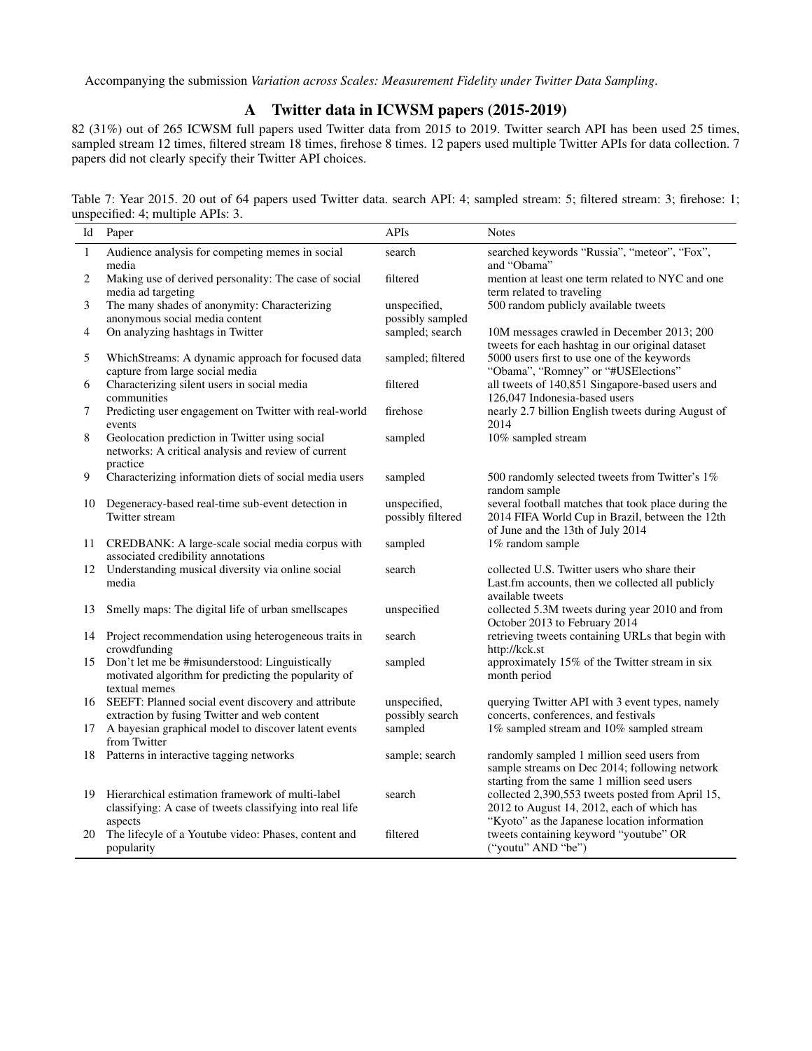Accompanying the submission *Variation across Scales: Measurement Fidelity under Twitter Data Sampling*.

## A Twitter data in ICWSM papers (2015-2019)

82 (31%) out of 265 ICWSM full papers used Twitter data from 2015 to 2019. Twitter search API has been used 25 times, sampled stream 12 times, filtered stream 18 times, firehose 8 times. 12 papers used multiple Twitter APIs for data collection. 7 papers did not clearly specify their Twitter API choices.

Table 7: Year 2015. 20 out of 64 papers used Twitter data. search API: 4; sampled stream: 5; filtered stream: 3; firehose: 1; unspecified: 4; multiple APIs: 3.

| Id | Paper | APIs | Notes |
|---|---|---|---|
| 1 | Audience analysis for competing memes in social media | search | searched keywords "Russia", "meteor", "Fox", and "Obama" |
| 2 | Making use of derived personality: The case of social media ad targeting | filtered | mention at least one term related to NYC and one term related to traveling |
| 3 | The many shades of anonymity: Characterizing anonymous social media content | unspecified, possibly sampled | 500 random publicly available tweets |
| 4 | On analyzing hashtags in Twitter | sampled; search | 10M messages crawled in December 2013; 200 tweets for each hashtag in our original dataset |
| 5 | WhichStreams: A dynamic approach for focused data capture from large social media | sampled; filtered | 5000 users first to use one of the keywords "Obama", "Romney" or "#USElections" |
| 6 | Characterizing silent users in social media communities | filtered | all tweets of 140,851 Singapore-based users and 126,047 Indonesia-based users |
| 7 | Predicting user engagement on Twitter with real-world events | firehose | nearly 2.7 billion English tweets during August of 2014 |
| 8 | Geolocation prediction in Twitter using social networks: A critical analysis and review of current practice | sampled | 10% sampled stream |
| 9 | Characterizing information diets of social media users | sampled | 500 randomly selected tweets from Twitter's 1% random sample |
| 10 | Degeneracy-based real-time sub-event detection in Twitter stream | unspecified, possibly filtered | several football matches that took place during the 2014 FIFA World Cup in Brazil, between the 12th of June and the 13th of July 2014 |
| 11 | CREDBANK: A large-scale social media corpus with associated credibility annotations | sampled | 1% random sample |
| 12 | Understanding musical diversity via online social media | search | collected U.S. Twitter users who share their Last.fm accounts, then we collected all publicly available tweets |
| 13 | Smelly maps: The digital life of urban smellscapes | unspecified | collected 5.3M tweets during year 2010 and from October 2013 to February 2014 |
| 14 | Project recommendation using heterogeneous traits in crowdfunding | search | retrieving tweets containing URLs that begin with http://kck.st |
| 15 | Don't let me be #misunderstood: Linguistically motivated algorithm for predicting the popularity of textual memes | sampled | approximately 15% of the Twitter stream in six month period |
| 16 | SEEFT: Planned social event discovery and attribute extraction by fusing Twitter and web content | unspecified, possibly search | querying Twitter API with 3 event types, namely concerts, conferences, and festivals |
| 17 | A bayesian graphical model to discover latent events from Twitter | sampled | 1% sampled stream and 10% sampled stream |
| 18 | Patterns in interactive tagging networks | sample; search | randomly sampled 1 million seed users from sample streams on Dec 2014; following network starting from the same 1 million seed users |
| 19 | Hierarchical estimation framework of multi-label classifying: A case of tweets classifying into real life aspects | search | collected 2,390,553 tweets posted from April 15, 2012 to August 14, 2012, each of which has "Kyoto" as the Japanese location information |
| 20 | The lifecyle of a Youtube video: Phases, content and popularity | filtered | tweets containing keyword "youtube" OR ("youtu" AND "be") |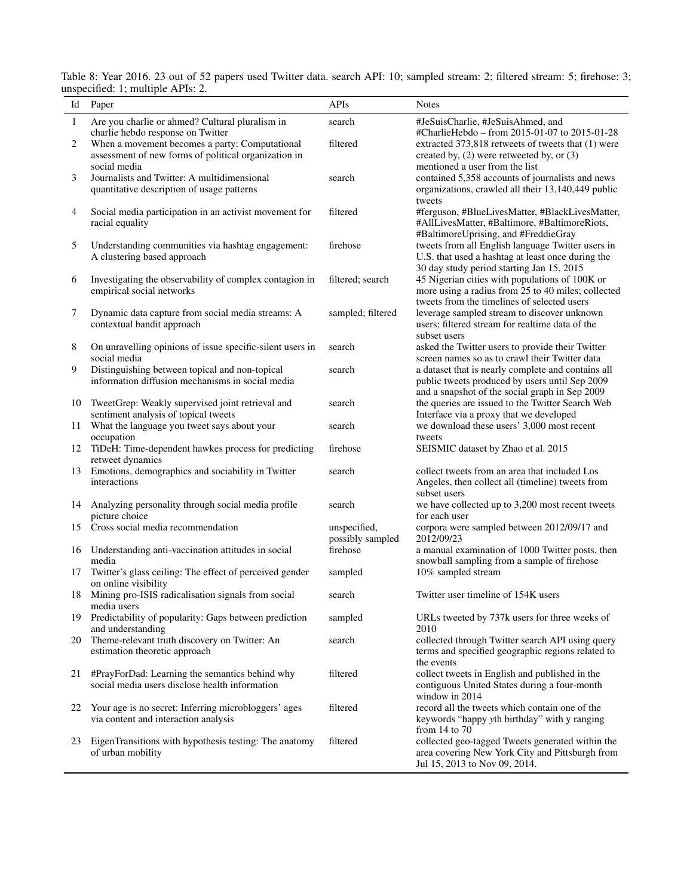Table 8: Year 2016. 23 out of 52 papers used Twitter data. search API: 10; sampled stream: 2; filtered stream: 5; firehose: 3; unspecified: 1; multiple APIs: 2.

| Id | Paper | APIs | Notes |
|---|---|---|---|
| 1 | Are you charlie or ahmed? Cultural pluralism in charlie hebdo response on Twitter | search | #JeSuisCharlie, #JeSuisAhmed, and #CharlieHebdo – from 2015-01-07 to 2015-01-28 |
| 2 | When a movement becomes a party: Computational assessment of new forms of political organization in social media | filtered | extracted 373,818 retweets of tweets that (1) were created by, (2) were retweeted by, or (3) mentioned a user from the list |
| 3 | Journalists and Twitter: A multidimensional quantitative description of usage patterns | search | contained 5,358 accounts of journalists and news organizations, crawled all their 13,140,449 public tweets |
| 4 | Social media participation in an activist movement for racial equality | filtered | #ferguson, #BlueLivesMatter, #BlackLivesMatter, #AllLivesMatter, #Baltimore, #BaltimoreRiots, #BaltimoreUprising, and #FreddieGray |
| 5 | Understanding communities via hashtag engagement: A clustering based approach | firehose | tweets from all English language Twitter users in U.S. that used a hashtag at least once during the 30 day study period starting Jan 15, 2015 |
| 6 | Investigating the observability of complex contagion in empirical social networks | filtered; search | 45 Nigerian cities with populations of 100K or more using a radius from 25 to 40 miles; collected tweets from the timelines of selected users |
| 7 | Dynamic data capture from social media streams: A contextual bandit approach | sampled; filtered | leverage sampled stream to discover unknown users; filtered stream for realtime data of the subset users |
| 8 | On unravelling opinions of issue specific-silent users in social media | search | asked the Twitter users to provide their Twitter screen names so as to crawl their Twitter data |
| 9 | Distinguishing between topical and non-topical information diffusion mechanisms in social media | search | a dataset that is nearly complete and contains all public tweets produced by users until Sep 2009 and a snapshot of the social graph in Sep 2009 |
| 10 | TweetGrep: Weakly supervised joint retrieval and sentiment analysis of topical tweets | search | the queries are issued to the Twitter Search Web Interface via a proxy that we developed |
| 11 | What the language you tweet says about your occupation | search | we download these users' 3,000 most recent tweets |
| 12 | TiDeH: Time-dependent hawkes process for predicting retweet dynamics | firehose | SEISMIC dataset by Zhao et al. 2015 |
| 13 | Emotions, demographics and sociability in Twitter interactions | search | collect tweets from an area that included Los Angeles, then collect all (timeline) tweets from subset users |
| 14 | Analyzing personality through social media profile picture choice | search | we have collected up to 3,200 most recent tweets for each user |
| 15 | Cross social media recommendation | unspecified, possibly sampled | corpora were sampled between 2012/09/17 and 2012/09/23 |
| 16 | Understanding anti-vaccination attitudes in social media | firehose | a manual examination of 1000 Twitter posts, then snowball sampling from a sample of firehose |
| 17 | Twitter's glass ceiling: The effect of perceived gender on online visibility | sampled | 10% sampled stream |
| 18 | Mining pro-ISIS radicalisation signals from social media users | search | Twitter user timeline of 154K users |
| 19 | Predictability of popularity: Gaps between prediction and understanding | sampled | URLs tweeted by 737k users for three weeks of 2010 |
| 20 | Theme-relevant truth discovery on Twitter: An estimation theoretic approach | search | collected through Twitter search API using query terms and specified geographic regions related to the events |
| 21 | #PrayForDad: Learning the semantics behind why social media users disclose health information | filtered | collect tweets in English and published in the contiguous United States during a four-month window in 2014 |
| 22 | Your age is no secret: Inferring microbloggers' ages via content and interaction analysis | filtered | record all the tweets which contain one of the keywords "happy *y*th birthday" with y ranging from 14 to 70 |
| 23 | EigenTransitions with hypothesis testing: The anatomy of urban mobility | filtered | collected geo-tagged Tweets generated within the area covering New York City and Pittsburgh from Jul 15, 2013 to Nov 09, 2014. |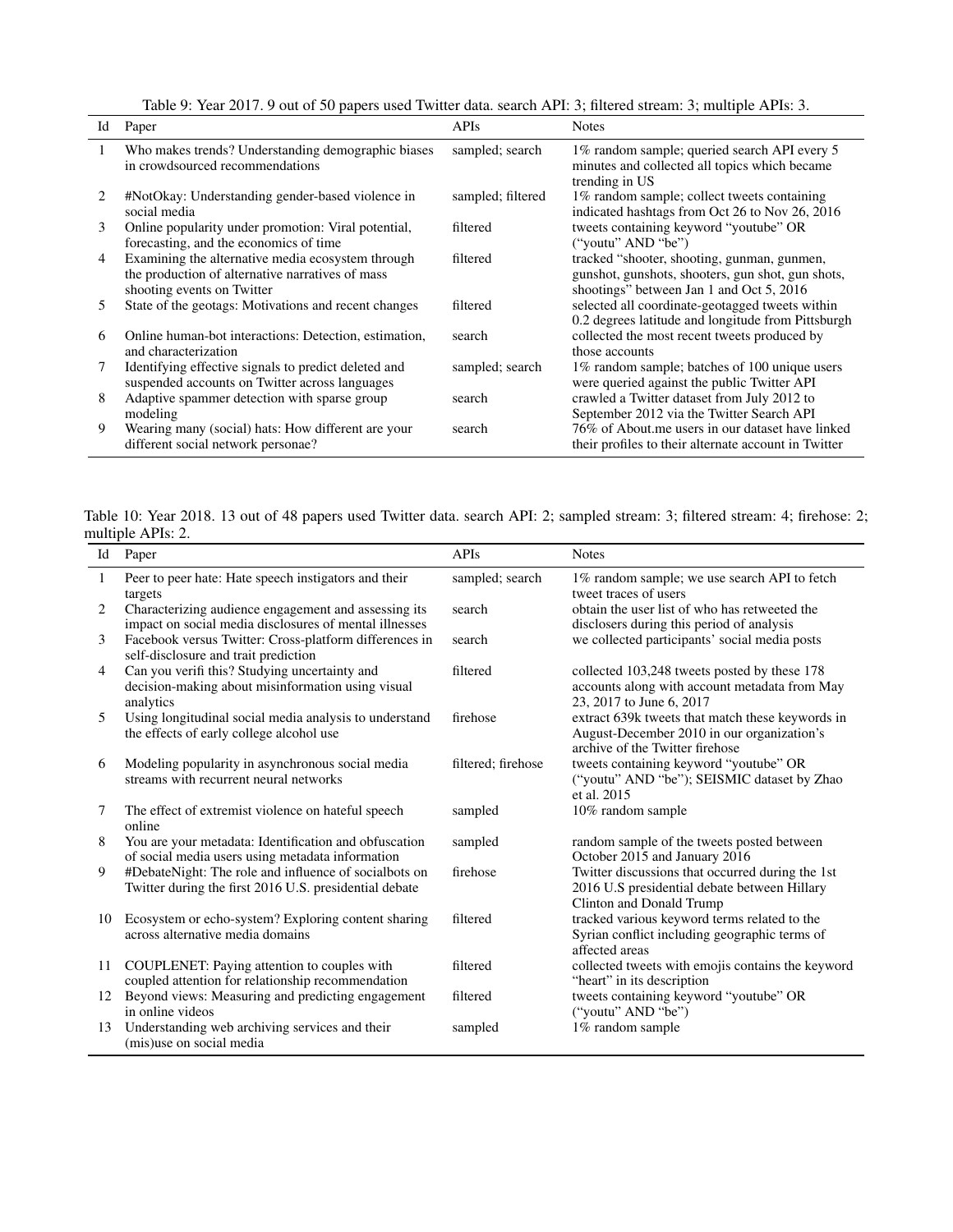Table 9: Year 2017. 9 out of 50 papers used Twitter data. search API: 3; filtered stream: 3; multiple APIs: 3.

| Id | Paper | APIs | Notes |
|---|---|---|---|
| 1 | Who makes trends? Understanding demographic biases in crowdsourced recommendations | sampled; search | 1% random sample; queried search API every 5 minutes and collected all topics which became trending in US |
| 2 | #NotOkay: Understanding gender-based violence in social media | sampled; filtered | 1% random sample; collect tweets containing indicated hashtags from Oct 26 to Nov 26, 2016 |
| 3 | Online popularity under promotion: Viral potential, forecasting, and the economics of time | filtered | tweets containing keyword "youtube" OR ("youtu" AND "be") |
| 4 | Examining the alternative media ecosystem through the production of alternative narratives of mass shooting events on Twitter | filtered | tracked "shooter, shooting, gunman, gunmen, gunshot, gunshots, shooters, gun shot, gun shots, shootings" between Jan 1 and Oct 5, 2016 |
| 5 | State of the geotags: Motivations and recent changes | filtered | selected all coordinate-geotagged tweets within 0.2 degrees latitude and longitude from Pittsburgh |
| 6 | Online human-bot interactions: Detection, estimation, and characterization | search | collected the most recent tweets produced by those accounts |
| 7 | Identifying effective signals to predict deleted and suspended accounts on Twitter across languages | sampled; search | 1% random sample; batches of 100 unique users were queried against the public Twitter API |
| 8 | Adaptive spammer detection with sparse group modeling | search | crawled a Twitter dataset from July 2012 to September 2012 via the Twitter Search API |
| 9 | Wearing many (social) hats: How different are your different social network personae? | search | 76% of About.me users in our dataset have linked their profiles to their alternate account in Twitter |

Table 10: Year 2018. 13 out of 48 papers used Twitter data. search API: 2; sampled stream: 3; filtered stream: 4; firehose: 2; multiple APIs: 2.

| Id | Paper | APIs | Notes |
|---|---|---|---|
| 1 | Peer to peer hate: Hate speech instigators and their targets | sampled; search | 1% random sample; we use search API to fetch tweet traces of users |
| 2 | Characterizing audience engagement and assessing its impact on social media disclosures of mental illnesses | search | obtain the user list of who has retweeted the disclosers during this period of analysis |
| 3 | Facebook versus Twitter: Cross-platform differences in self-disclosure and trait prediction | search | we collected participants' social media posts |
| 4 | Can you verifi this? Studying uncertainty and decision-making about misinformation using visual analytics | filtered | collected 103,248 tweets posted by these 178 accounts along with account metadata from May 23, 2017 to June 6, 2017 |
| 5 | Using longitudinal social media analysis to understand the effects of early college alcohol use | firehose | extract 639k tweets that match these keywords in August-December 2010 in our organization's archive of the Twitter firehose |
| 6 | Modeling popularity in asynchronous social media streams with recurrent neural networks | filtered; firehose | tweets containing keyword "youtube" OR ("youtu" AND "be"); SEISMIC dataset by Zhao et al. 2015 |
| 7 | The effect of extremist violence on hateful speech online | sampled | 10% random sample |
| 8 | You are your metadata: Identification and obfuscation of social media users using metadata information | sampled | random sample of the tweets posted between October 2015 and January 2016 |
| 9 | #DebateNight: The role and influence of socialbots on Twitter during the first 2016 U.S. presidential debate | firehose | Twitter discussions that occurred during the 1st 2016 U.S presidential debate between Hillary Clinton and Donald Trump |
| 10 | Ecosystem or echo-system? Exploring content sharing across alternative media domains | filtered | tracked various keyword terms related to the Syrian conflict including geographic terms of affected areas |
| 11 | COUPLENET: Paying attention to couples with coupled attention for relationship recommendation | filtered | collected tweets with emojis contains the keyword "heart" in its description |
| 12 | Beyond views: Measuring and predicting engagement in online videos | filtered | tweets containing keyword "youtube" OR ("youtu" AND "be") |
| 13 | Understanding web archiving services and their (mis)use on social media | sampled | 1% random sample |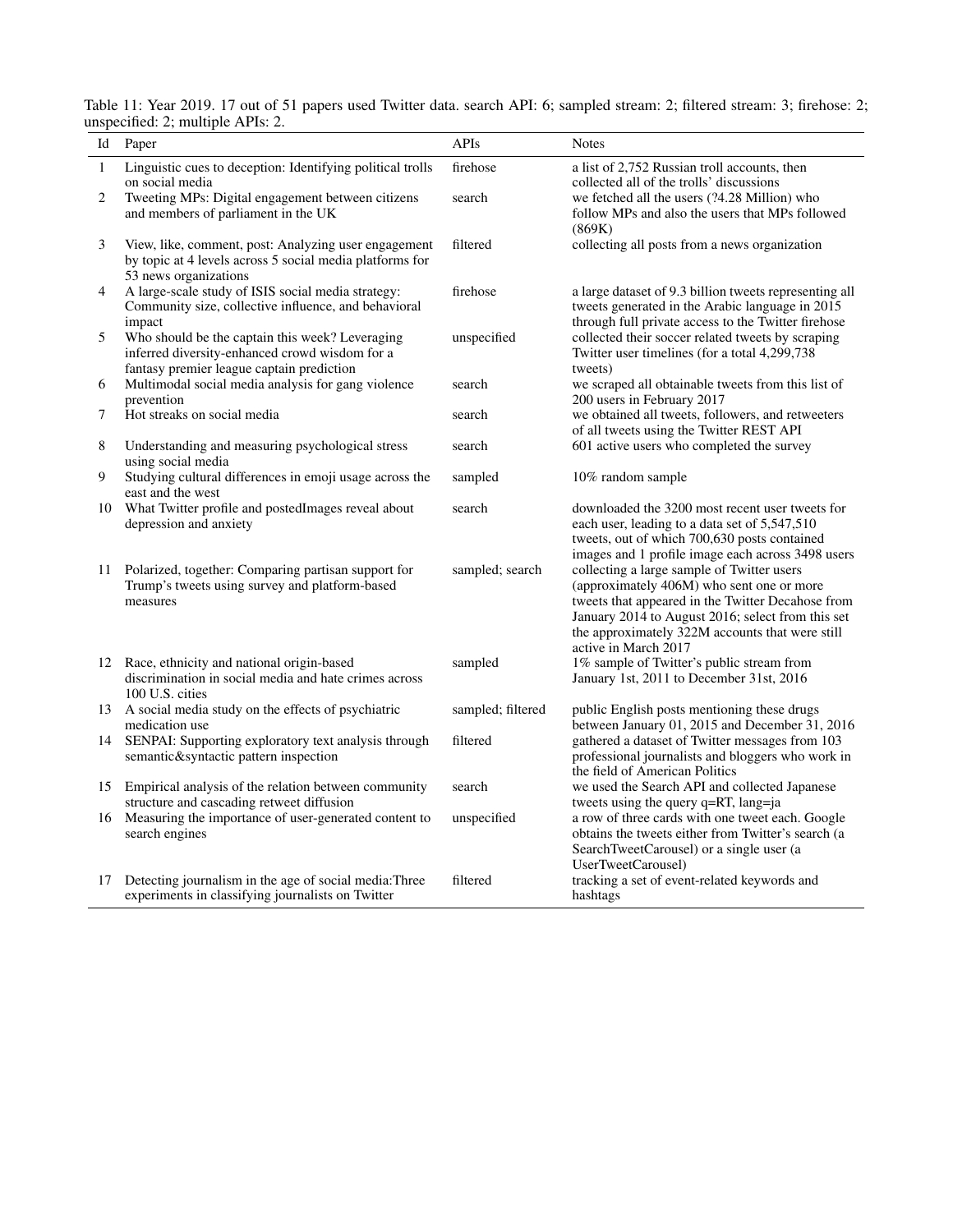Table 11: Year 2019. 17 out of 51 papers used Twitter data. search API: 6; sampled stream: 2; filtered stream: 3; firehose: 2; unspecified: 2; multiple APIs: 2.

| Id | Paper | APIs | Notes |
|---|---|---|---|
| 1 | Linguistic cues to deception: Identifying political trolls on social media | firehose | a list of 2,752 Russian troll accounts, then collected all of the trolls' discussions |
| 2 | Tweeting MPs: Digital engagement between citizens and members of parliament in the UK | search | we fetched all the users (?4.28 Million) who follow MPs and also the users that MPs followed (869K) |
| 3 | View, like, comment, post: Analyzing user engagement by topic at 4 levels across 5 social media platforms for 53 news organizations | filtered | collecting all posts from a news organization |
| 4 | A large-scale study of ISIS social media strategy: Community size, collective influence, and behavioral impact | firehose | a large dataset of 9.3 billion tweets representing all tweets generated in the Arabic language in 2015 through full private access to the Twitter firehose |
| 5 | Who should be the captain this week? Leveraging inferred diversity-enhanced crowd wisdom for a fantasy premier league captain prediction | unspecified | collected their soccer related tweets by scraping Twitter user timelines (for a total 4,299,738 tweets) |
| 6 | Multimodal social media analysis for gang violence prevention | search | we scraped all obtainable tweets from this list of 200 users in February 2017 |
| 7 | Hot streaks on social media | search | we obtained all tweets, followers, and retweeters of all tweets using the Twitter REST API |
| 8 | Understanding and measuring psychological stress using social media | search | 601 active users who completed the survey |
| 9 | Studying cultural differences in emoji usage across the east and the west | sampled | 10% random sample |
| 10 | What Twitter profile and postedImages reveal about depression and anxiety | search | downloaded the 3200 most recent user tweets for each user, leading to a data set of 5,547,510 tweets, out of which 700,630 posts contained images and 1 profile image each across 3498 users |
| 11 | Polarized, together: Comparing partisan support for Trump's tweets using survey and platform-based measures | sampled; search | collecting a large sample of Twitter users (approximately 406M) who sent one or more tweets that appeared in the Twitter Decahose from January 2014 to August 2016; select from this set the approximately 322M accounts that were still active in March 2017 |
| 12 | Race, ethnicity and national origin-based discrimination in social media and hate crimes across 100 U.S. cities | sampled | 1% sample of Twitter's public stream from January 1st, 2011 to December 31st, 2016 |
| 13 | A social media study on the effects of psychiatric medication use | sampled; filtered | public English posts mentioning these drugs between January 01, 2015 and December 31, 2016 |
| 14 | SENPAI: Supporting exploratory text analysis through semantic&syntactic pattern inspection | filtered | gathered a dataset of Twitter messages from 103 professional journalists and bloggers who work in the field of American Politics |
| 15 | Empirical analysis of the relation between community structure and cascading retweet diffusion | search | we used the Search API and collected Japanese tweets using the query q=RT, lang=ja |
| 16 | Measuring the importance of user-generated content to search engines | unspecified | a row of three cards with one tweet each. Google obtains the tweets either from Twitter's search (a SearchTweetCarousel) or a single user (a UserTweetCarousel) |
| 17 | Detecting journalism in the age of social media:Three experiments in classifying journalists on Twitter | filtered | tracking a set of event-related keywords and hashtags |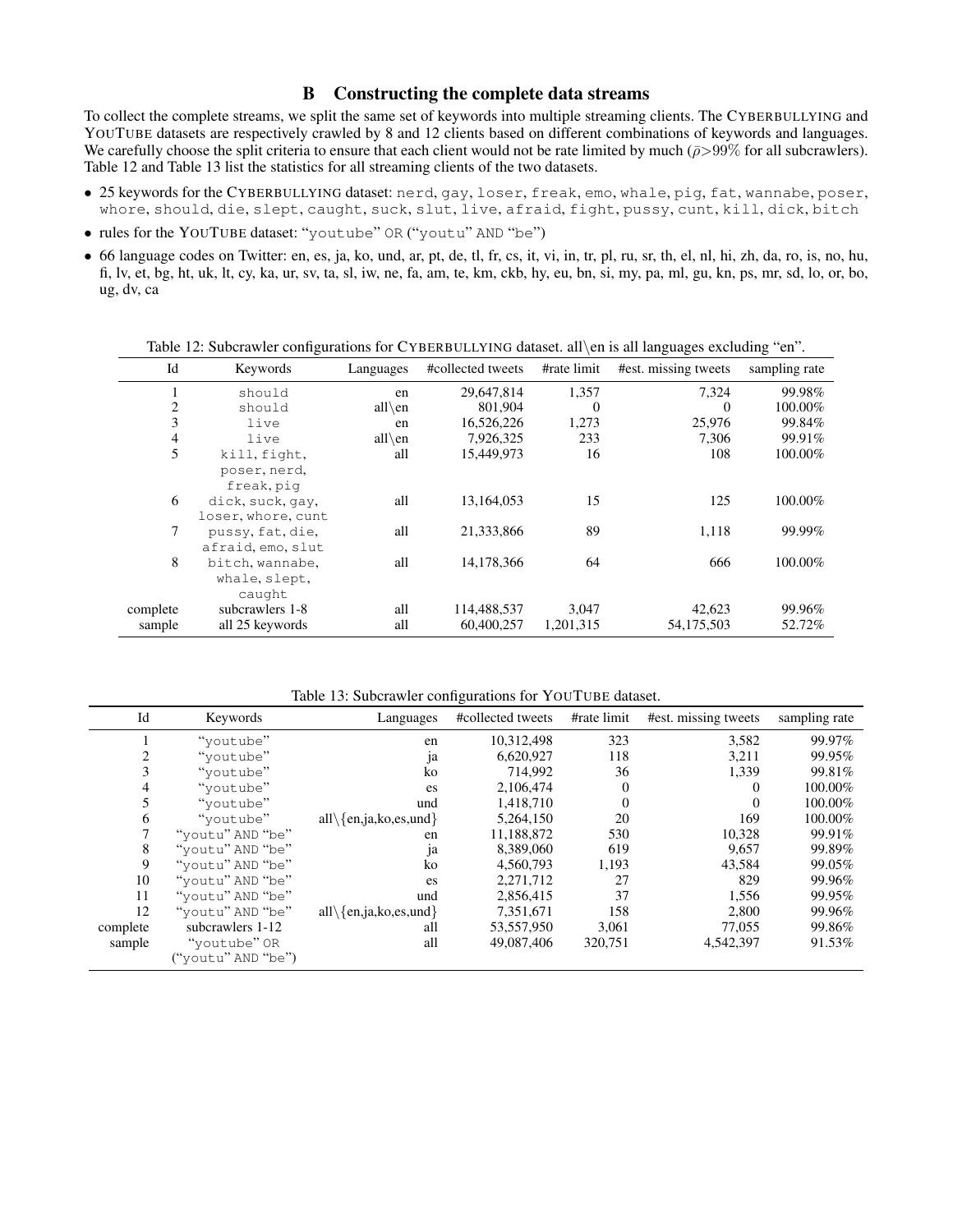## B Constructing the complete data streams

To collect the complete streams, we split the same set of keywords into multiple streaming clients. The CYBERBULLYING and YOUTUBE datasets are respectively crawled by 8 and 12 clients based on different combinations of keywords and languages. We carefully choose the split criteria to ensure that each client would not be rate limited by much ($\bar{\rho}$>99% for all subcrawlers). Table 12 and Table 13 list the statistics for all streaming clients of the two datasets.

- 25 keywords for the CYBERBULLYING dataset: `nerd`, `gay`, `loser`, `freak`, `emo`, `whale`, `pig`, `fat`, `wannabe`, `poser`, `whore`, `should`, `die`, `slept`, `caught`, `suck`, `slut`, `live`, `afraid`, `fight`, `pussy`, `cunt`, `kill`, `dick`, `bitch`
- rules for the YOUTUBE dataset: "`youtube`" `OR` ("`youtu`" `AND` "`be`")
- 66 language codes on Twitter: en, es, ja, ko, und, ar, pt, de, tl, fr, cs, it, vi, in, tr, pl, ru, sr, th, el, nl, hi, zh, da, ro, is, no, hu, fi, lv, et, bg, ht, uk, lt, cy, ka, ur, sv, ta, sl, iw, ne, fa, am, te, km, ckb, hy, eu, bn, si, my, pa, ml, gu, kn, ps, mr, sd, lo, or, bo, ug, dv, ca

Table 12: Subcrawler configurations for CYBERBULLYING dataset. all\en is all languages excluding "en".

| Id | Keywords | Languages | #collected tweets | #rate limit | #est. missing tweets | sampling rate |
|---|---|---|---|---|---|---|
| 1 | `should` | en | 29,647,814 | 1,357 | 7,324 | 99.98% |
| 2 | `should` | all\en | 801,904 | 0 | 0 | 100.00% |
| 3 | `live` | en | 16,526,226 | 1,273 | 25,976 | 99.84% |
| 4 | `live` | all\en | 7,926,325 | 233 | 7,306 | 99.91% |
| 5 | `kill`, `fight`, `poser`, `nerd`, `freak`, `pig` | all | 15,449,973 | 16 | 108 | 100.00% |
| 6 | `dick`, `suck`, `gay`, `loser`, `whore`, `cunt` | all | 13,164,053 | 15 | 125 | 100.00% |
| 7 | `pussy`, `fat`, `die`, `afraid`, `emo`, `slut` | all | 21,333,866 | 89 | 1,118 | 99.99% |
| 8 | `bitch`, `wannabe`, `whale`, `slept`, `caught` | all | 14,178,366 | 64 | 666 | 100.00% |
| complete | subcrawlers 1-8 | all | 114,488,537 | 3,047 | 42,623 | 99.96% |
| sample | all 25 keywords | all | 60,400,257 | 1,201,315 | 54,175,503 | 52.72% |

Table 13: Subcrawler configurations for YOUTUBE dataset.

| Id | Keywords | Languages | #collected tweets | #rate limit | #est. missing tweets | sampling rate |
|---|---|---|---|---|---|---|
| 1 | "`youtube`" | en | 10,312,498 | 323 | 3,582 | 99.97% |
| 2 | "`youtube`" | ja | 6,620,927 | 118 | 3,211 | 99.95% |
| 3 | "`youtube`" | ko | 714,992 | 36 | 1,339 | 99.81% |
| 4 | "`youtube`" | es | 2,106,474 | 0 | 0 | 100.00% |
| 5 | "`youtube`" | und | 1,418,710 | 0 | 0 | 100.00% |
| 6 | "`youtube`" | all\{en,ja,ko,es,und} | 5,264,150 | 20 | 169 | 100.00% |
| 7 | "`youtu`" `AND` "`be`" | en | 11,188,872 | 530 | 10,328 | 99.91% |
| 8 | "`youtu`" `AND` "`be`" | ja | 8,389,060 | 619 | 9,657 | 99.89% |
| 9 | "`youtu`" `AND` "`be`" | ko | 4,560,793 | 1,193 | 43,584 | 99.05% |
| 10 | "`youtu`" `AND` "`be`" | es | 2,271,712 | 27 | 829 | 99.96% |
| 11 | "`youtu`" `AND` "`be`" | und | 2,856,415 | 37 | 1,556 | 99.95% |
| 12 | "`youtu`" `AND` "`be`" | all\{en,ja,ko,es,und} | 7,351,671 | 158 | 2,800 | 99.96% |
| complete | subcrawlers 1-12 | all | 53,557,950 | 3,061 | 77,055 | 99.86% |
| sample | "`youtube`" `OR` ("`youtu`" `AND` "`be`") | all | 49,087,406 | 320,751 | 4,542,397 | 91.53% |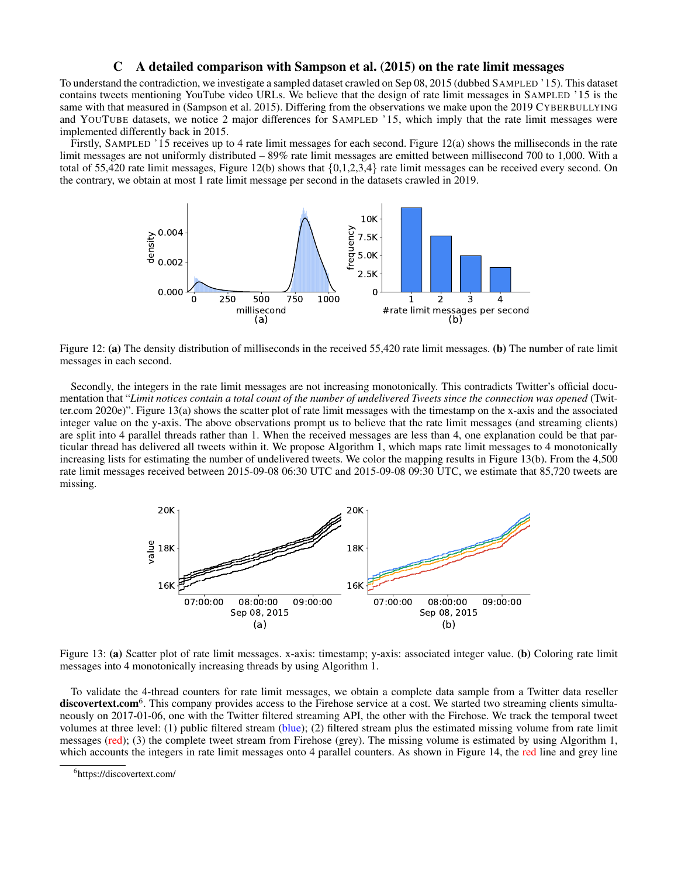## C A detailed comparison with Sampson et al. (2015) on the rate limit messages

To understand the contradiction, we investigate a sampled dataset crawled on Sep 08, 2015 (dubbed SAMPLED '15). This dataset contains tweets mentioning YouTube video URLs. We believe that the design of rate limit messages in SAMPLED '15 is the same with that measured in (Sampson et al. 2015). Differing from the observations we make upon the 2019 CYBERBULLYING and YOUTUBE datasets, we notice 2 major differences for SAMPLED '15, which imply that the rate limit messages were implemented differently back in 2015.

Firstly, SAMPLED '15 receives up to 4 rate limit messages for each second. Figure 12(a) shows the milliseconds in the rate limit messages are not uniformly distributed – 89% rate limit messages are emitted between millisecond 700 to 1,000. With a total of 55,420 rate limit messages, Figure 12(b) shows that {0,1,2,3,4} rate limit messages can be received every second. On the contrary, we obtain at most 1 rate limit message per second in the datasets crawled in 2019.

Figure 12: **(a)** The density distribution of milliseconds in the received 55,420 rate limit messages. **(b)** The number of rate limit messages in each second.

Secondly, the integers in the rate limit messages are not increasing monotonically. This contradicts Twitter's official documentation that "*Limit notices contain a total count of the number of undelivered Tweets since the connection was opened* (Twitter.com 2020e)". Figure 13(a) shows the scatter plot of rate limit messages with the timestamp on the x-axis and the associated integer value on the y-axis. The above observations prompt us to believe that the rate limit messages (and streaming clients) are split into 4 parallel threads rather than 1. When the received messages are less than 4, one explanation could be that particular thread has delivered all tweets within it. We propose Algorithm 1, which maps rate limit messages to 4 monotonically increasing lists for estimating the number of undelivered tweets. We color the mapping results in Figure 13(b). From the 4,500 rate limit messages received between 2015-09-08 06:30 UTC and 2015-09-08 09:30 UTC, we estimate that 85,720 tweets are missing.

Figure 13: **(a)** Scatter plot of rate limit messages. x-axis: timestamp; y-axis: associated integer value. **(b)** Coloring rate limit messages into 4 monotonically increasing threads by using Algorithm 1.

To validate the 4-thread counters for rate limit messages, we obtain a complete data sample from a Twitter data reseller **discovertext.com**[6]. This company provides access to the Firehose service at a cost. We started two streaming clients simultaneously on 2017-01-06, one with the Twitter filtered streaming API, the other with the Firehose. We track the temporal tweet volumes at three level: (1) public filtered stream (blue); (2) filtered stream plus the estimated missing volume from rate limit messages (red); (3) the complete tweet stream from Firehose (grey). The missing volume is estimated by using Algorithm 1, which accounts the integers in rate limit messages onto 4 parallel counters. As shown in Figure 14, the red line and grey line

[6] https://discovertext.com/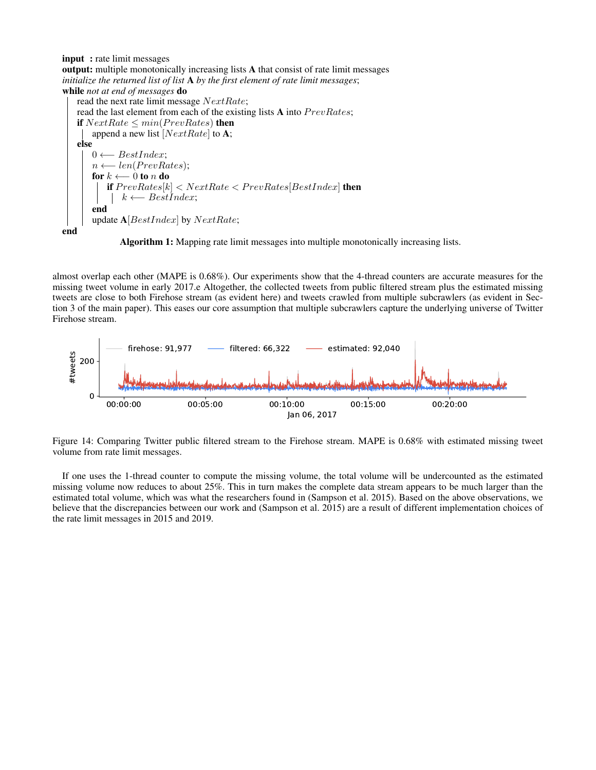**input** : rate limit messages
**output:** multiple monotonically increasing lists **A** that consist of rate limit messages
*initialize the returned list of list* **A** *by the first element of rate limit messages*;
**while** *not at end of messages* **do**
  read the next rate limit message $NextRate$;
  read the last element from each of the existing lists **A** into $PrevRates$;
  **if** $NextRate \leq min(PrevRates)$ **then**
    append a new list $[NextRate]$ to **A**;
  **else**
    $0 \longleftarrow BestIndex$;
    $n \longleftarrow len(PrevRates)$;
    **for** $k \longleftarrow 0$ **to** $n$ **do**
      **if** $PrevRates[k] < NextRate < PrevRates[BestIndex]$ **then**
        $k \longleftarrow BestIndex$;
    **end**
    update **A**$[BestIndex]$ by $NextRate$;
**end**

**Algorithm 1:** Mapping rate limit messages into multiple monotonically increasing lists.

almost overlap each other (MAPE is 0.68%). Our experiments show that the 4-thread counters are accurate measures for the missing tweet volume in early 2017.e Altogether, the collected tweets from public filtered stream plus the estimated missing tweets are close to both Firehose stream (as evident here) and tweets crawled from multiple subcrawlers (as evident in Section 3 of the main paper). This eases our core assumption that multiple subcrawlers capture the underlying universe of Twitter Firehose stream.

Figure 14: Comparing Twitter public filtered stream to the Firehose stream. MAPE is 0.68% with estimated missing tweet volume from rate limit messages.

If one uses the 1-thread counter to compute the missing volume, the total volume will be undercounted as the estimated missing volume now reduces to about 25%. This in turn makes the complete data stream appears to be much larger than the estimated total volume, which was what the researchers found in (Sampson et al. 2015). Based on the above observations, we believe that the discrepancies between our work and (Sampson et al. 2015) are a result of different implementation choices of the rate limit messages in 2015 and 2019.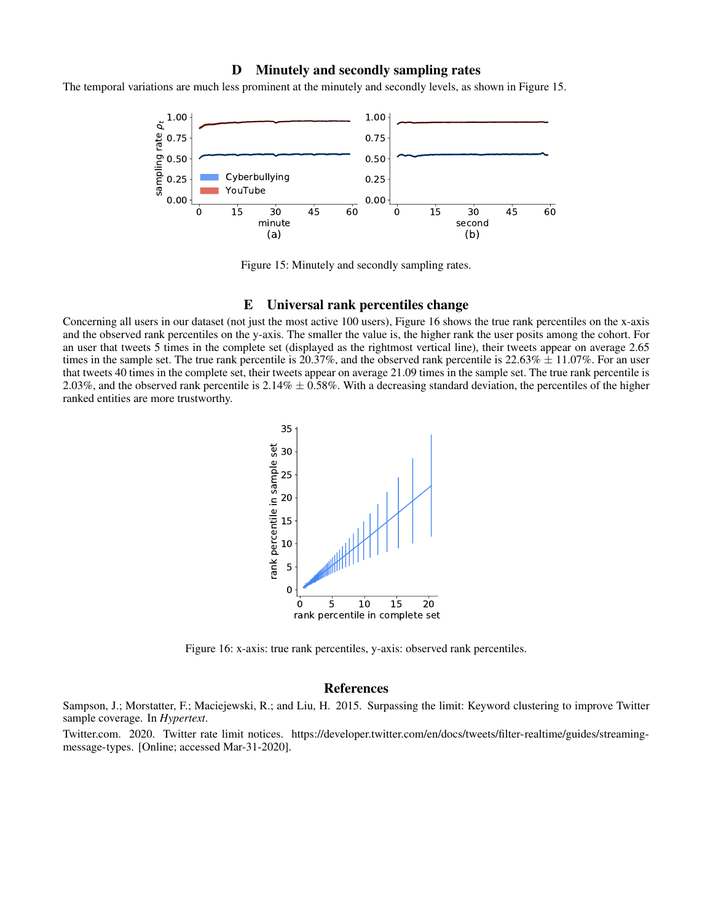## D Minutely and secondly sampling rates

The temporal variations are much less prominent at the minutely and secondly levels, as shown in Figure 15.

sampling rate $\rho_t$
1.00
0.75
0.50
0.25
0.00
Cyberbullying
YouTube
0 15 30 45 60
minute
(a)

1.00
0.75
0.50
0.25
0.00
0 15 30 45 60
second
(b)

Figure 15: Minutely and secondly sampling rates.

## E Universal rank percentiles change

Concerning all users in our dataset (not just the most active 100 users), Figure 16 shows the true rank percentiles on the x-axis and the observed rank percentiles on the y-axis. The smaller the value is, the higher rank the user posits among the cohort. For an user that tweets 5 times in the complete set (displayed as the rightmost vertical line), their tweets appear on average 2.65 times in the sample set. The true rank percentile is 20.37%, and the observed rank percentile is 22.63% $\pm$ 11.07%. For an user that tweets 40 times in the complete set, their tweets appear on average 21.09 times in the sample set. The true rank percentile is 2.03%, and the observed rank percentile is 2.14% $\pm$ 0.58%. With a decreasing standard deviation, the percentiles of the higher ranked entities are more trustworthy.

rank percentile in sample set
35
30
25
20
15
10
5
0
0 5 10 15 20
rank percentile in complete set

Figure 16: x-axis: true rank percentiles, y-axis: observed rank percentiles.

## References

Sampson, J.; Morstatter, F.; Maciejewski, R.; and Liu, H. 2015. Surpassing the limit: Keyword clustering to improve Twitter sample coverage. In *Hypertext*.

Twitter.com. 2020. Twitter rate limit notices. https://developer.twitter.com/en/docs/tweets/filter-realtime/guides/streaming-message-types. [Online; accessed Mar-31-2020].